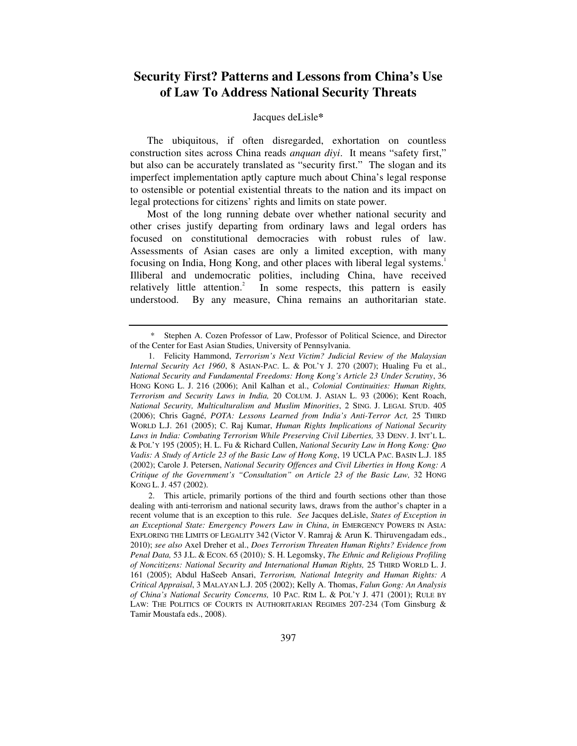# Security First? Patterns and Lessons from China's Use of Law To Address National Security Threats

Jacques deLisle*

The ubiquitous, if often disregarded, exhortation on countless construction sites across China reads *anquan diyi*. It means "safety first," but also can be accurately translated as "security first." The slogan and its imperfect implementation aptly capture much about China's legal response to ostensible or potential existential threats to the nation and its impact on legal protections for citizens' rights and limits on state power.

Most of the long running debate over whether national security and other crises justify departing from ordinary laws and legal orders has focused on constitutional democracies with robust rules of law. Assessments of Asian cases are only a limited exception, with many focusing on India, Hong Kong, and other places with liberal legal systems.[1] Illiberal and undemocratic polities, including China, have received relatively little attention.[2] In some respects, this pattern is easily understood. By any measure, China remains an authoritarian state.

---

\* Stephen A. Cozen Professor of Law, Professor of Political Science, and Director of the Center for East Asian Studies, University of Pennsylvania.

1. Felicity Hammond, *Terrorism's Next Victim? Judicial Review of the Malaysian Internal Security Act 1960*, 8 ASIAN-PAC. L. & POL'Y J. 270 (2007); Hualing Fu et al., *National Security and Fundamental Freedoms: Hong Kong's Article 23 Under Scrutiny*, 36 HONG KONG L. J. 216 (2006); Anil Kalhan et al., *Colonial Continuities: Human Rights, Terrorism and Security Laws in India,* 20 COLUM. J. ASIAN L. 93 (2006); Kent Roach, *National Security, Multiculturalism and Muslim Minorities*, 2 SING. J. LEGAL STUD. 405 (2006); Chris Gagné, *POTA: Lessons Learned from India's Anti-Terror Act,* 25 THIRD WORLD L.J. 261 (2005); C. Raj Kumar, *Human Rights Implications of National Security Laws in India: Combating Terrorism While Preserving Civil Liberties,* 33 DENV. J. INT'L L. & POL'Y 195 (2005); H. L. Fu & Richard Cullen, *National Security Law in Hong Kong: Quo Vadis: A Study of Article 23 of the Basic Law of Hong Kong*, 19 UCLA PAC. BASIN L.J. 185 (2002); Carole J. Petersen, *National Security Offences and Civil Liberties in Hong Kong: A Critique of the Government's "Consultation" on Article 23 of the Basic Law,* 32 HONG KONG L. J. 457 (2002).

2. This article, primarily portions of the third and fourth sections other than those dealing with anti-terrorism and national security laws, draws from the author's chapter in a recent volume that is an exception to this rule. *See* Jacques deLisle, *States of Exception in an Exceptional State: Emergency Powers Law in China*, *in* EMERGENCY POWERS IN ASIA: EXPLORING THE LIMITS OF LEGALITY 342 (Victor V. Ramraj & Arun K. Thiruvengadam eds., 2010); *see also* Axel Dreher et al., *Does Terrorism Threaten Human Rights? Evidence from Penal Data,* 53 J.L. & ECON. 65 (2010)*;* S. H. Legomsky, *The Ethnic and Religious Profiling of Noncitizens: National Security and International Human Rights,* 25 THIRD WORLD L. J. 161 (2005); Abdul HaSeeb Ansari, *Terrorism, National Integrity and Human Rights: A Critical Appraisal*, 3 MALAYAN L.J. 205 (2002); Kelly A. Thomas, *Falun Gong: An Analysis of China's National Security Concerns,* 10 PAC. RIM L. & POL'Y J. 471 (2001); RULE BY LAW: THE POLITICS OF COURTS IN AUTHORITARIAN REGIMES 207-234 (Tom Ginsburg & Tamir Moustafa eds., 2008).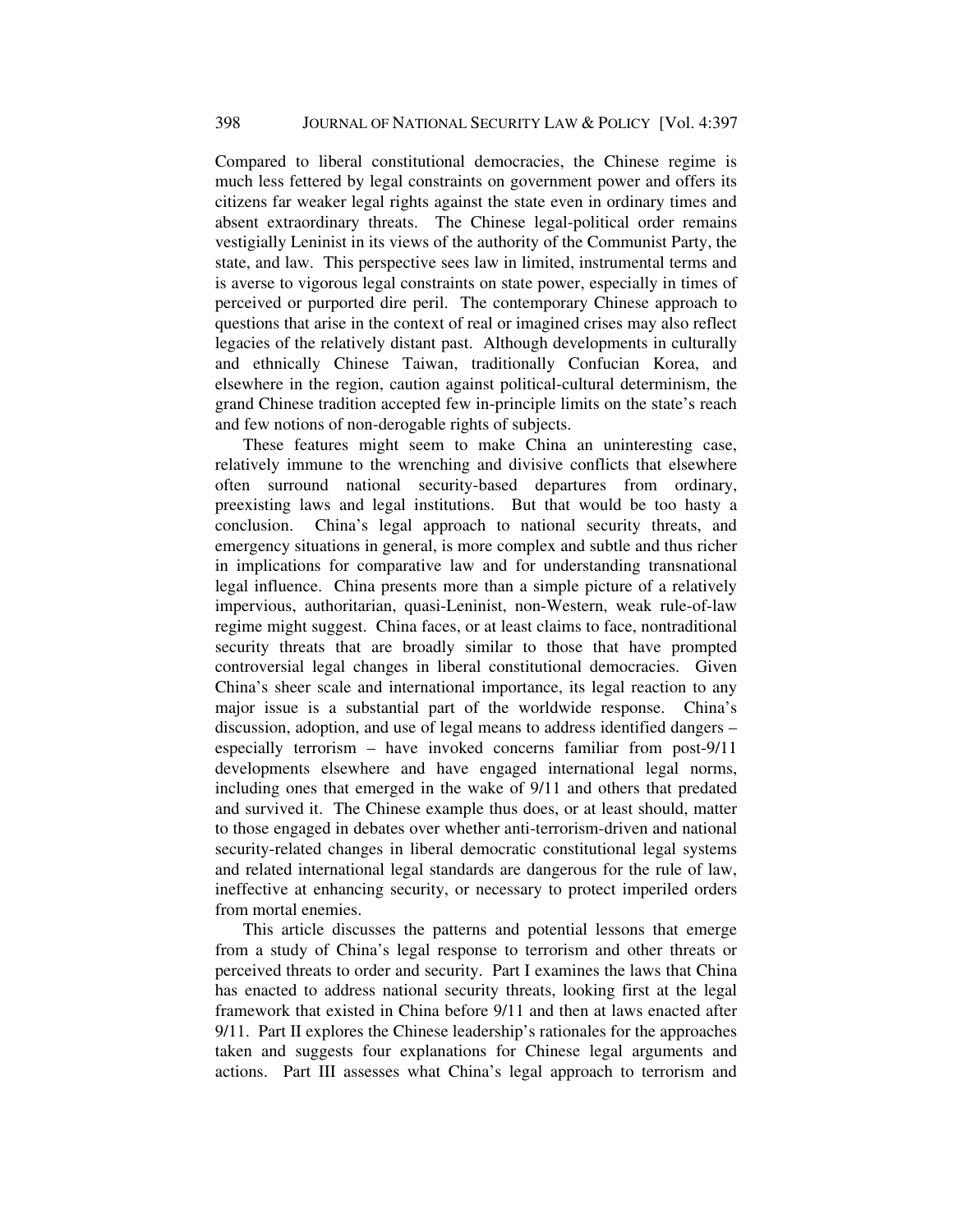Compared to liberal constitutional democracies, the Chinese regime is much less fettered by legal constraints on government power and offers its citizens far weaker legal rights against the state even in ordinary times and absent extraordinary threats. The Chinese legal-political order remains vestigially Leninist in its views of the authority of the Communist Party, the state, and law. This perspective sees law in limited, instrumental terms and is averse to vigorous legal constraints on state power, especially in times of perceived or purported dire peril. The contemporary Chinese approach to questions that arise in the context of real or imagined crises may also reflect legacies of the relatively distant past. Although developments in culturally and ethnically Chinese Taiwan, traditionally Confucian Korea, and elsewhere in the region, caution against political-cultural determinism, the grand Chinese tradition accepted few in-principle limits on the state's reach and few notions of non-derogable rights of subjects.

These features might seem to make China an uninteresting case, relatively immune to the wrenching and divisive conflicts that elsewhere often surround national security-based departures from ordinary, preexisting laws and legal institutions. But that would be too hasty a conclusion. China's legal approach to national security threats, and emergency situations in general, is more complex and subtle and thus richer in implications for comparative law and for understanding transnational legal influence. China presents more than a simple picture of a relatively impervious, authoritarian, quasi-Leninist, non-Western, weak rule-of-law regime might suggest. China faces, or at least claims to face, nontraditional security threats that are broadly similar to those that have prompted controversial legal changes in liberal constitutional democracies. Given China's sheer scale and international importance, its legal reaction to any major issue is a substantial part of the worldwide response. China's discussion, adoption, and use of legal means to address identified dangers – especially terrorism – have invoked concerns familiar from post-9/11 developments elsewhere and have engaged international legal norms, including ones that emerged in the wake of 9/11 and others that predated and survived it. The Chinese example thus does, or at least should, matter to those engaged in debates over whether anti-terrorism-driven and national security-related changes in liberal democratic constitutional legal systems and related international legal standards are dangerous for the rule of law, ineffective at enhancing security, or necessary to protect imperiled orders from mortal enemies.

This article discusses the patterns and potential lessons that emerge from a study of China's legal response to terrorism and other threats or perceived threats to order and security. Part I examines the laws that China has enacted to address national security threats, looking first at the legal framework that existed in China before 9/11 and then at laws enacted after 9/11. Part II explores the Chinese leadership's rationales for the approaches taken and suggests four explanations for Chinese legal arguments and actions. Part III assesses what China's legal approach to terrorism and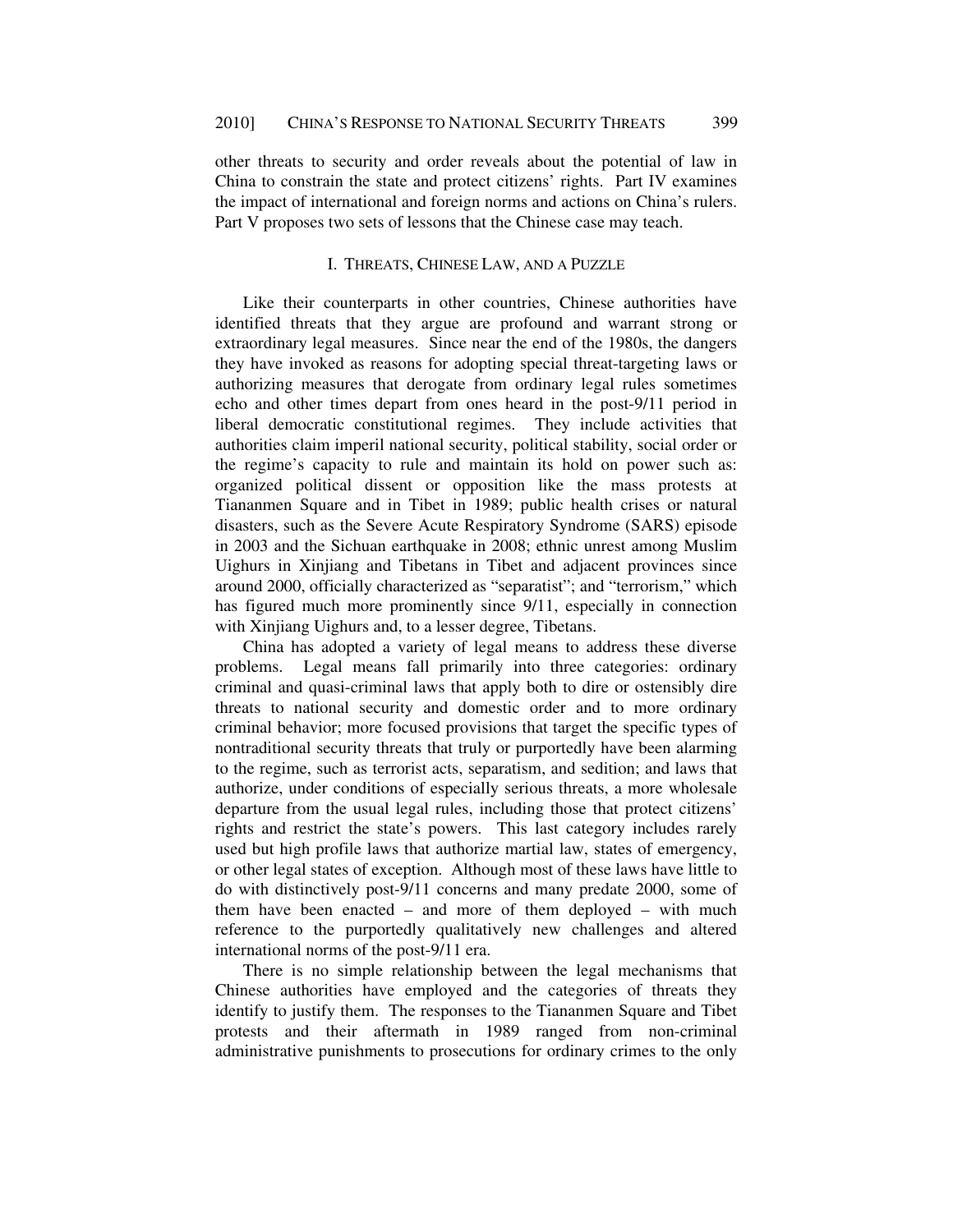other threats to security and order reveals about the potential of law in China to constrain the state and protect citizens' rights. Part IV examines the impact of international and foreign norms and actions on China's rulers. Part V proposes two sets of lessons that the Chinese case may teach.

## I. THREATS, CHINESE LAW, AND A PUZZLE

Like their counterparts in other countries, Chinese authorities have identified threats that they argue are profound and warrant strong or extraordinary legal measures. Since near the end of the 1980s, the dangers they have invoked as reasons for adopting special threat-targeting laws or authorizing measures that derogate from ordinary legal rules sometimes echo and other times depart from ones heard in the post-9/11 period in liberal democratic constitutional regimes. They include activities that authorities claim imperil national security, political stability, social order or the regime's capacity to rule and maintain its hold on power such as: organized political dissent or opposition like the mass protests at Tiananmen Square and in Tibet in 1989; public health crises or natural disasters, such as the Severe Acute Respiratory Syndrome (SARS) episode in 2003 and the Sichuan earthquake in 2008; ethnic unrest among Muslim Uighurs in Xinjiang and Tibetans in Tibet and adjacent provinces since around 2000, officially characterized as "separatist"; and "terrorism," which has figured much more prominently since 9/11, especially in connection with Xinjiang Uighurs and, to a lesser degree, Tibetans.

China has adopted a variety of legal means to address these diverse problems. Legal means fall primarily into three categories: ordinary criminal and quasi-criminal laws that apply both to dire or ostensibly dire threats to national security and domestic order and to more ordinary criminal behavior; more focused provisions that target the specific types of nontraditional security threats that truly or purportedly have been alarming to the regime, such as terrorist acts, separatism, and sedition; and laws that authorize, under conditions of especially serious threats, a more wholesale departure from the usual legal rules, including those that protect citizens' rights and restrict the state's powers. This last category includes rarely used but high profile laws that authorize martial law, states of emergency, or other legal states of exception. Although most of these laws have little to do with distinctively post-9/11 concerns and many predate 2000, some of them have been enacted – and more of them deployed – with much reference to the purportedly qualitatively new challenges and altered international norms of the post-9/11 era.

There is no simple relationship between the legal mechanisms that Chinese authorities have employed and the categories of threats they identify to justify them. The responses to the Tiananmen Square and Tibet protests and their aftermath in 1989 ranged from non-criminal administrative punishments to prosecutions for ordinary crimes to the only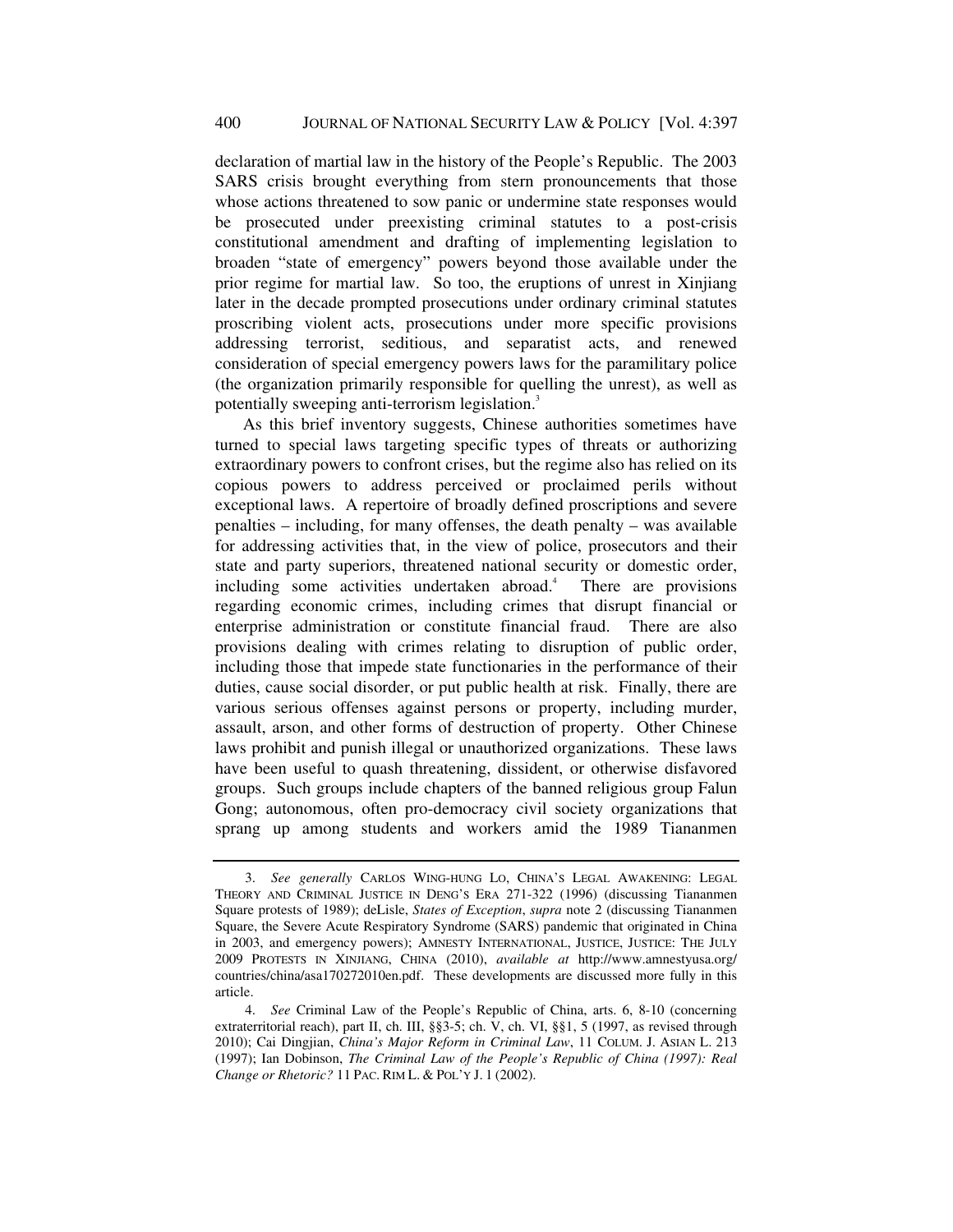declaration of martial law in the history of the People's Republic. The 2003 SARS crisis brought everything from stern pronouncements that those whose actions threatened to sow panic or undermine state responses would be prosecuted under preexisting criminal statutes to a post-crisis constitutional amendment and drafting of implementing legislation to broaden "state of emergency" powers beyond those available under the prior regime for martial law. So too, the eruptions of unrest in Xinjiang later in the decade prompted prosecutions under ordinary criminal statutes proscribing violent acts, prosecutions under more specific provisions addressing terrorist, seditious, and separatist acts, and renewed consideration of special emergency powers laws for the paramilitary police (the organization primarily responsible for quelling the unrest), as well as potentially sweeping anti-terrorism legislation.[3]

As this brief inventory suggests, Chinese authorities sometimes have turned to special laws targeting specific types of threats or authorizing extraordinary powers to confront crises, but the regime also has relied on its copious powers to address perceived or proclaimed perils without exceptional laws. A repertoire of broadly defined proscriptions and severe penalties – including, for many offenses, the death penalty – was available for addressing activities that, in the view of police, prosecutors and their state and party superiors, threatened national security or domestic order, including some activities undertaken abroad.[4] There are provisions regarding economic crimes, including crimes that disrupt financial or enterprise administration or constitute financial fraud. There are also provisions dealing with crimes relating to disruption of public order, including those that impede state functionaries in the performance of their duties, cause social disorder, or put public health at risk. Finally, there are various serious offenses against persons or property, including murder, assault, arson, and other forms of destruction of property. Other Chinese laws prohibit and punish illegal or unauthorized organizations. These laws have been useful to quash threatening, dissident, or otherwise disfavored groups. Such groups include chapters of the banned religious group Falun Gong; autonomous, often pro-democracy civil society organizations that sprang up among students and workers amid the 1989 Tiananmen

---

3. *See generally* CARLOS WING-HUNG LO, CHINA'S LEGAL AWAKENING: LEGAL THEORY AND CRIMINAL JUSTICE IN DENG'S ERA 271-322 (1996) (discussing Tiananmen Square protests of 1989); deLisle, *States of Exception*, *supra* note 2 (discussing Tiananmen Square, the Severe Acute Respiratory Syndrome (SARS) pandemic that originated in China in 2003, and emergency powers); AMNESTY INTERNATIONAL, JUSTICE, JUSTICE: THE JULY 2009 PROTESTS IN XINJIANG, CHINA (2010), *available at* http://www.amnestyusa.org/countries/china/asa170272010en.pdf. These developments are discussed more fully in this article.

4. *See* Criminal Law of the People's Republic of China, arts. 6, 8-10 (concerning extraterritorial reach), part II, ch. III, §§3-5; ch. V, ch. VI, §§1, 5 (1997, as revised through 2010); Cai Dingjian, *China's Major Reform in Criminal Law*, 11 COLUM. J. ASIAN L. 213 (1997); Ian Dobinson, *The Criminal Law of the People's Republic of China (1997): Real Change or Rhetoric?* 11 PAC. RIM L. & POL'Y J. 1 (2002).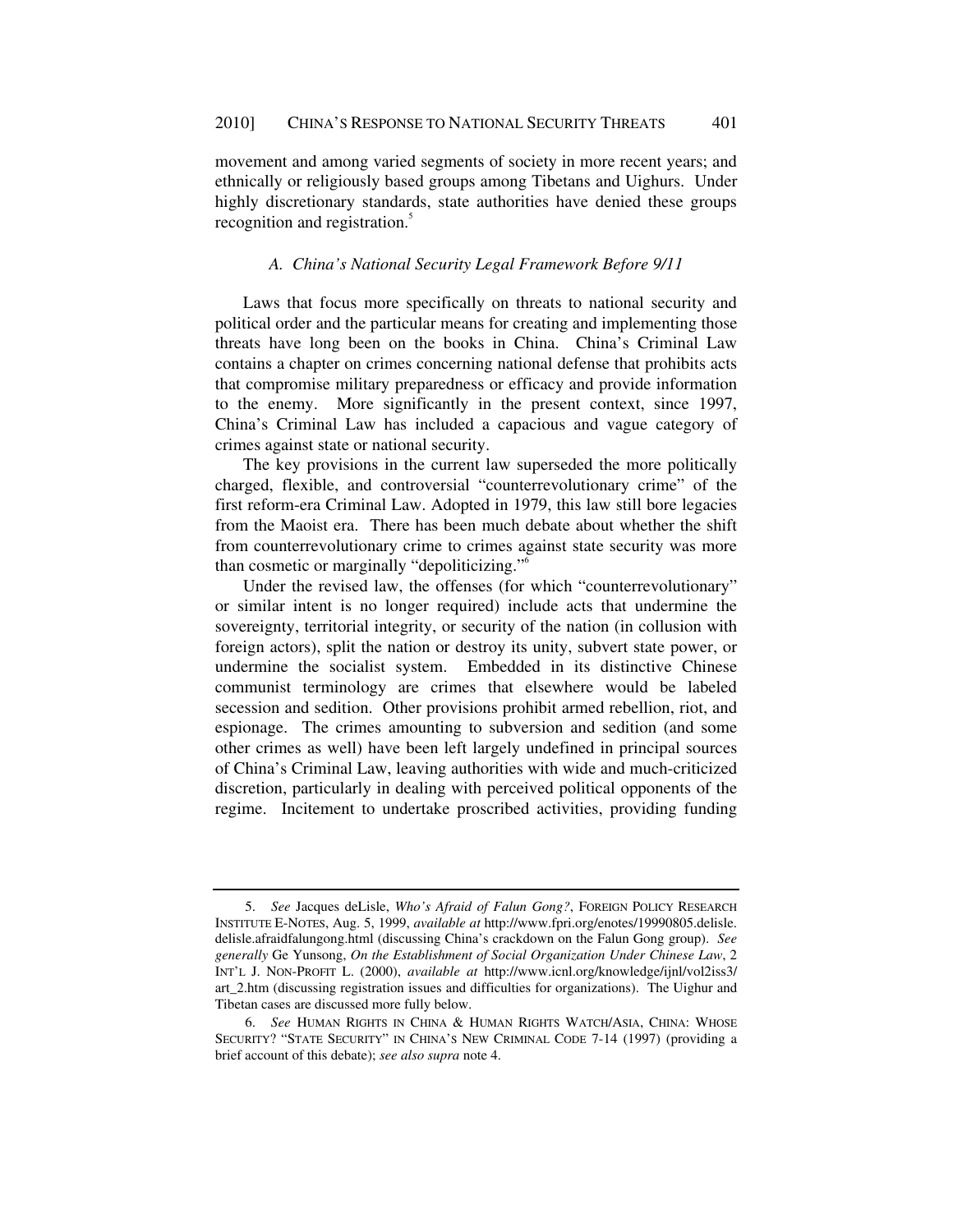movement and among varied segments of society in more recent years; and ethnically or religiously based groups among Tibetans and Uighurs. Under highly discretionary standards, state authorities have denied these groups recognition and registration.[5]

### *A. China's National Security Legal Framework Before 9/11*

Laws that focus more specifically on threats to national security and political order and the particular means for creating and implementing those threats have long been on the books in China. China's Criminal Law contains a chapter on crimes concerning national defense that prohibits acts that compromise military preparedness or efficacy and provide information to the enemy. More significantly in the present context, since 1997, China's Criminal Law has included a capacious and vague category of crimes against state or national security.

The key provisions in the current law superseded the more politically charged, flexible, and controversial "counterrevolutionary crime" of the first reform-era Criminal Law. Adopted in 1979, this law still bore legacies from the Maoist era. There has been much debate about whether the shift from counterrevolutionary crime to crimes against state security was more than cosmetic or marginally "depoliticizing."[6]

Under the revised law, the offenses (for which "counterrevolutionary" or similar intent is no longer required) include acts that undermine the sovereignty, territorial integrity, or security of the nation (in collusion with foreign actors), split the nation or destroy its unity, subvert state power, or undermine the socialist system. Embedded in its distinctive Chinese communist terminology are crimes that elsewhere would be labeled secession and sedition. Other provisions prohibit armed rebellion, riot, and espionage. The crimes amounting to subversion and sedition (and some other crimes as well) have been left largely undefined in principal sources of China's Criminal Law, leaving authorities with wide and much-criticized discretion, particularly in dealing with perceived political opponents of the regime. Incitement to undertake proscribed activities, providing funding

---

5. *See* Jacques deLisle, *Who's Afraid of Falun Gong?*, FOREIGN POLICY RESEARCH INSTITUTE E-NOTES, Aug. 5, 1999, *available at* http://www.fpri.org/enotes/19990805.delisle.delisle.afraidfalungong.html (discussing China's crackdown on the Falun Gong group). *See generally* Ge Yunsong, *On the Establishment of Social Organization Under Chinese Law*, 2 INT'L J. NON-PROFIT L. (2000), *available at* http://www.icnl.org/knowledge/ijnl/vol2iss3/art_2.htm (discussing registration issues and difficulties for organizations). The Uighur and Tibetan cases are discussed more fully below.

6. *See* HUMAN RIGHTS IN CHINA & HUMAN RIGHTS WATCH/ASIA, CHINA: WHOSE SECURITY? "STATE SECURITY" IN CHINA'S NEW CRIMINAL CODE 7-14 (1997) (providing a brief account of this debate); *see also supra* note 4.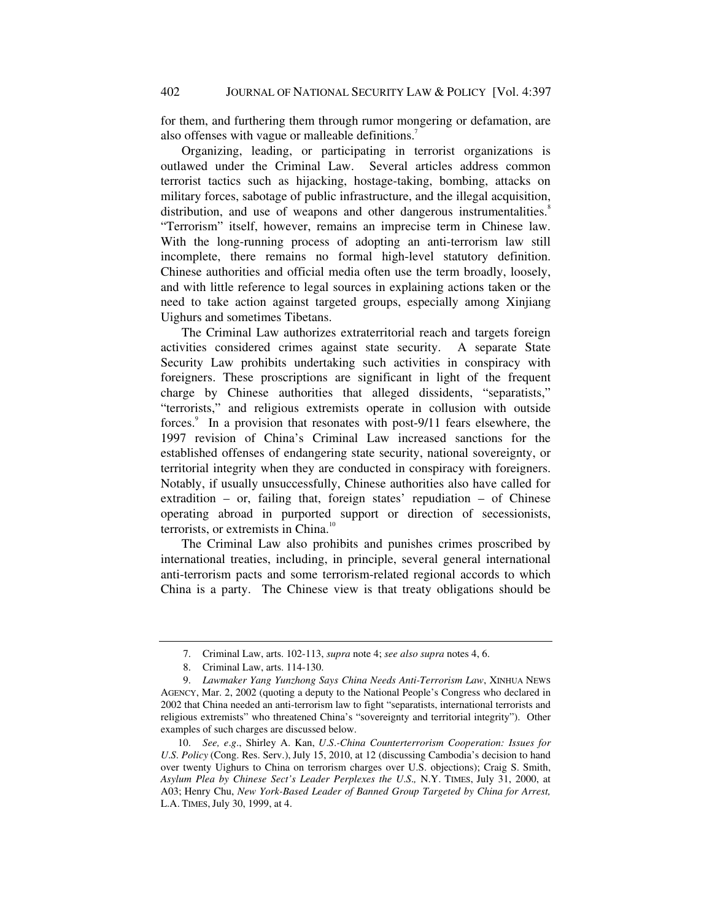for them, and furthering them through rumor mongering or defamation, are also offenses with vague or malleable definitions.[7]

Organizing, leading, or participating in terrorist organizations is outlawed under the Criminal Law. Several articles address common terrorist tactics such as hijacking, hostage-taking, bombing, attacks on military forces, sabotage of public infrastructure, and the illegal acquisition, distribution, and use of weapons and other dangerous instrumentalities.[8] "Terrorism" itself, however, remains an imprecise term in Chinese law. With the long-running process of adopting an anti-terrorism law still incomplete, there remains no formal high-level statutory definition. Chinese authorities and official media often use the term broadly, loosely, and with little reference to legal sources in explaining actions taken or the need to take action against targeted groups, especially among Xinjiang Uighurs and sometimes Tibetans.

The Criminal Law authorizes extraterritorial reach and targets foreign activities considered crimes against state security. A separate State Security Law prohibits undertaking such activities in conspiracy with foreigners. These proscriptions are significant in light of the frequent charge by Chinese authorities that alleged dissidents, "separatists," "terrorists," and religious extremists operate in collusion with outside forces.[9] In a provision that resonates with post-9/11 fears elsewhere, the 1997 revision of China's Criminal Law increased sanctions for the established offenses of endangering state security, national sovereignty, or territorial integrity when they are conducted in conspiracy with foreigners. Notably, if usually unsuccessfully, Chinese authorities also have called for extradition – or, failing that, foreign states' repudiation – of Chinese operating abroad in purported support or direction of secessionists, terrorists, or extremists in China.[10]

The Criminal Law also prohibits and punishes crimes proscribed by international treaties, including, in principle, several general international anti-terrorism pacts and some terrorism-related regional accords to which China is a party. The Chinese view is that treaty obligations should be

---

7. Criminal Law, arts. 102-113, *supra* note 4; *see also supra* notes 4, 6.

8. Criminal Law, arts. 114-130.

9. *Lawmaker Yang Yunzhong Says China Needs Anti-Terrorism Law*, XINHUA NEWS AGENCY, Mar. 2, 2002 (quoting a deputy to the National People's Congress who declared in 2002 that China needed an anti-terrorism law to fight "separatists, international terrorists and religious extremists" who threatened China's "sovereignty and territorial integrity"). Other examples of such charges are discussed below.

10. *See, e.g*., Shirley A. Kan, *U.S.-China Counterterrorism Cooperation: Issues for U.S. Policy* (Cong. Res. Serv.), July 15, 2010, at 12 (discussing Cambodia's decision to hand over twenty Uighurs to China on terrorism charges over U.S. objections); Craig S. Smith, *Asylum Plea by Chinese Sect's Leader Perplexes the U.S.,* N.Y. TIMES, July 31, 2000, at A03; Henry Chu, *New York-Based Leader of Banned Group Targeted by China for Arrest,* L.A. TIMES, July 30, 1999, at 4.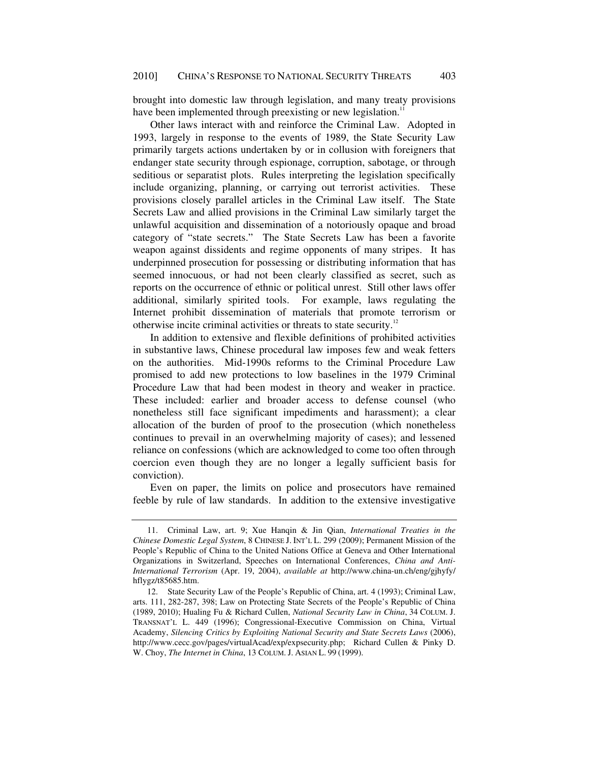brought into domestic law through legislation, and many treaty provisions have been implemented through preexisting or new legislation.[11]

Other laws interact with and reinforce the Criminal Law. Adopted in 1993, largely in response to the events of 1989, the State Security Law primarily targets actions undertaken by or in collusion with foreigners that endanger state security through espionage, corruption, sabotage, or through seditious or separatist plots. Rules interpreting the legislation specifically include organizing, planning, or carrying out terrorist activities. These provisions closely parallel articles in the Criminal Law itself. The State Secrets Law and allied provisions in the Criminal Law similarly target the unlawful acquisition and dissemination of a notoriously opaque and broad category of "state secrets." The State Secrets Law has been a favorite weapon against dissidents and regime opponents of many stripes. It has underpinned prosecution for possessing or distributing information that has seemed innocuous, or had not been clearly classified as secret, such as reports on the occurrence of ethnic or political unrest. Still other laws offer additional, similarly spirited tools. For example, laws regulating the Internet prohibit dissemination of materials that promote terrorism or otherwise incite criminal activities or threats to state security.[12]

In addition to extensive and flexible definitions of prohibited activities in substantive laws, Chinese procedural law imposes few and weak fetters on the authorities. Mid-1990s reforms to the Criminal Procedure Law promised to add new protections to low baselines in the 1979 Criminal Procedure Law that had been modest in theory and weaker in practice. These included: earlier and broader access to defense counsel (who nonetheless still face significant impediments and harassment); a clear allocation of the burden of proof to the prosecution (which nonetheless continues to prevail in an overwhelming majority of cases); and lessened reliance on confessions (which are acknowledged to come too often through coercion even though they are no longer a legally sufficient basis for conviction).

Even on paper, the limits on police and prosecutors have remained feeble by rule of law standards. In addition to the extensive investigative

---

11. Criminal Law, art. 9; Xue Hanqin & Jin Qian, *International Treaties in the Chinese Domestic Legal System*, 8 CHINESE J. INT'L L. 299 (2009); Permanent Mission of the People's Republic of China to the United Nations Office at Geneva and Other International Organizations in Switzerland, Speeches on International Conferences, *China and Anti-International Terrorism* (Apr. 19, 2004), *available at* http://www.china-un.ch/eng/gjhyfy/hflygz/t85685.htm.

12. State Security Law of the People's Republic of China, art. 4 (1993); Criminal Law, arts. 111, 282-287, 398; Law on Protecting State Secrets of the People's Republic of China (1989, 2010); Hualing Fu & Richard Cullen, *National Security Law in China*, 34 COLUM. J. TRANSNAT'L L. 449 (1996); Congressional-Executive Commission on China, Virtual Academy, *Silencing Critics by Exploiting National Security and State Secrets Laws* (2006), http://www.cecc.gov/pages/virtualAcad/exp/expsecurity.php; Richard Cullen & Pinky D. W. Choy, *The Internet in China*, 13 COLUM. J. ASIAN L. 99 (1999).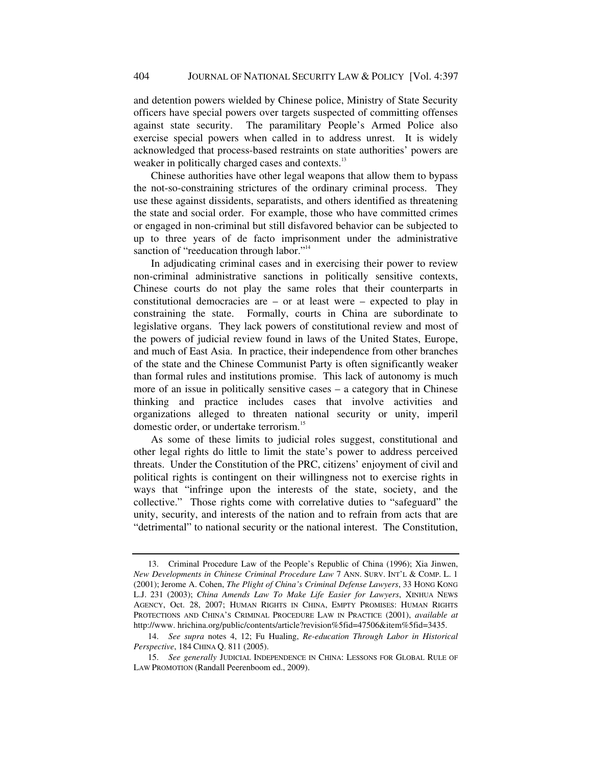and detention powers wielded by Chinese police, Ministry of State Security officers have special powers over targets suspected of committing offenses against state security. The paramilitary People's Armed Police also exercise special powers when called in to address unrest. It is widely acknowledged that process-based restraints on state authorities' powers are weaker in politically charged cases and contexts.[13]

Chinese authorities have other legal weapons that allow them to bypass the not-so-constraining strictures of the ordinary criminal process. They use these against dissidents, separatists, and others identified as threatening the state and social order. For example, those who have committed crimes or engaged in non-criminal but still disfavored behavior can be subjected to up to three years of de facto imprisonment under the administrative sanction of "reeducation through labor."[14]

In adjudicating criminal cases and in exercising their power to review non-criminal administrative sanctions in politically sensitive contexts, Chinese courts do not play the same roles that their counterparts in constitutional democracies are – or at least were – expected to play in constraining the state. Formally, courts in China are subordinate to legislative organs. They lack powers of constitutional review and most of the powers of judicial review found in laws of the United States, Europe, and much of East Asia. In practice, their independence from other branches of the state and the Chinese Communist Party is often significantly weaker than formal rules and institutions promise. This lack of autonomy is much more of an issue in politically sensitive cases – a category that in Chinese thinking and practice includes cases that involve activities and organizations alleged to threaten national security or unity, imperil domestic order, or undertake terrorism.[15]

As some of these limits to judicial roles suggest, constitutional and other legal rights do little to limit the state's power to address perceived threats. Under the Constitution of the PRC, citizens' enjoyment of civil and political rights is contingent on their willingness not to exercise rights in ways that "infringe upon the interests of the state, society, and the collective." Those rights come with correlative duties to "safeguard" the unity, security, and interests of the nation and to refrain from acts that are "detrimental" to national security or the national interest. The Constitution,

---

13. Criminal Procedure Law of the People's Republic of China (1996); Xia Jinwen, *New Developments in Chinese Criminal Procedure Law* 7 ANN. SURV. INT'L & COMP. L. 1 (2001); Jerome A. Cohen, *The Plight of China's Criminal Defense Lawyers*, 33 HONG KONG L.J. 231 (2003); *China Amends Law To Make Life Easier for Lawyers*, XINHUA NEWS AGENCY, Oct. 28, 2007; HUMAN RIGHTS IN CHINA, EMPTY PROMISES: HUMAN RIGHTS PROTECTIONS AND CHINA'S CRIMINAL PROCEDURE LAW IN PRACTICE (2001), *available at* http://www. hrichina.org/public/contents/article?revision%5fid=47506&item%5fid=3435.

14. *See supra* notes 4, 12; Fu Hualing, *Re-education Through Labor in Historical Perspective*, 184 CHINA Q. 811 (2005).

15. *See generally* JUDICIAL INDEPENDENCE IN CHINA: LESSONS FOR GLOBAL RULE OF LAW PROMOTION (Randall Peerenboom ed., 2009).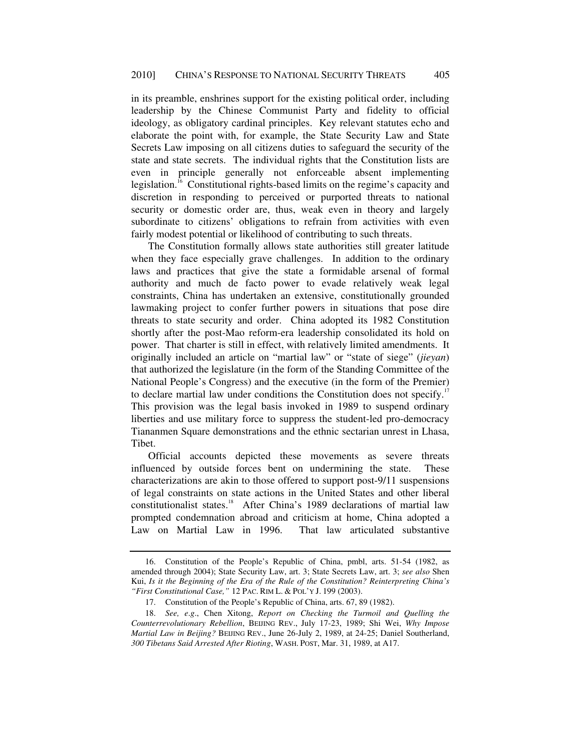in its preamble, enshrines support for the existing political order, including leadership by the Chinese Communist Party and fidelity to official ideology, as obligatory cardinal principles. Key relevant statutes echo and elaborate the point with, for example, the State Security Law and State Secrets Law imposing on all citizens duties to safeguard the security of the state and state secrets. The individual rights that the Constitution lists are even in principle generally not enforceable absent implementing legislation.[16] Constitutional rights-based limits on the regime's capacity and discretion in responding to perceived or purported threats to national security or domestic order are, thus, weak even in theory and largely subordinate to citizens' obligations to refrain from activities with even fairly modest potential or likelihood of contributing to such threats.

The Constitution formally allows state authorities still greater latitude when they face especially grave challenges. In addition to the ordinary laws and practices that give the state a formidable arsenal of formal authority and much de facto power to evade relatively weak legal constraints, China has undertaken an extensive, constitutionally grounded lawmaking project to confer further powers in situations that pose dire threats to state security and order. China adopted its 1982 Constitution shortly after the post-Mao reform-era leadership consolidated its hold on power. That charter is still in effect, with relatively limited amendments. It originally included an article on "martial law" or "state of siege" (*jieyan*) that authorized the legislature (in the form of the Standing Committee of the National People's Congress) and the executive (in the form of the Premier) to declare martial law under conditions the Constitution does not specify.[17] This provision was the legal basis invoked in 1989 to suspend ordinary liberties and use military force to suppress the student-led pro-democracy Tiananmen Square demonstrations and the ethnic sectarian unrest in Lhasa, Tibet.

Official accounts depicted these movements as severe threats influenced by outside forces bent on undermining the state. These characterizations are akin to those offered to support post-9/11 suspensions of legal constraints on state actions in the United States and other liberal constitutionalist states.[18] After China's 1989 declarations of martial law prompted condemnation abroad and criticism at home, China adopted a Law on Martial Law in 1996. That law articulated substantive

---

16. Constitution of the People's Republic of China, pmbl, arts. 51-54 (1982, as amended through 2004); State Security Law, art. 3; State Secrets Law, art. 3; *see also* Shen Kui, *Is it the Beginning of the Era of the Rule of the Constitution? Reinterpreting China's "First Constitutional Case,"* 12 PAC. RIM L. & POL'Y J. 199 (2003).

17. Constitution of the People's Republic of China, arts. 67, 89 (1982).

18. *See, e.g*., Chen Xitong, *Report on Checking the Turmoil and Quelling the Counterrevolutionary Rebellion*, BEIJING REV., July 17-23, 1989; Shi Wei, *Why Impose Martial Law in Beijing?* BEIJING REV., June 26-July 2, 1989, at 24-25; Daniel Southerland, *300 Tibetans Said Arrested After Rioting*, WASH. POST, Mar. 31, 1989, at A17.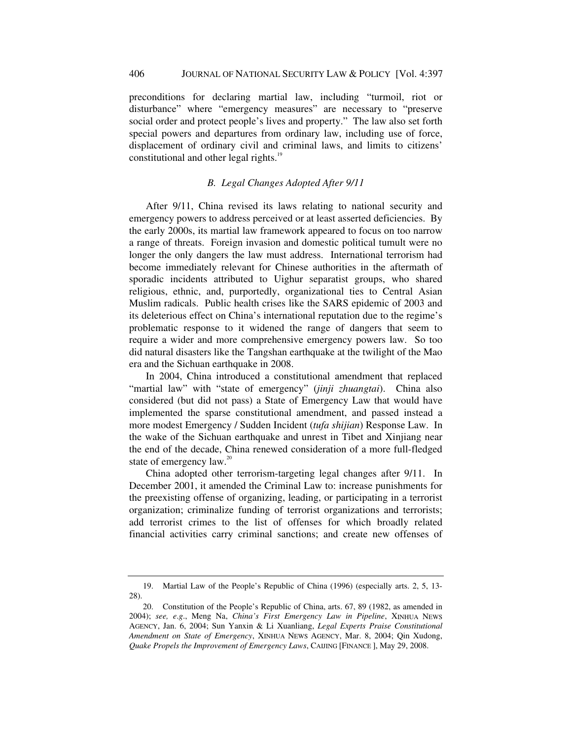preconditions for declaring martial law, including "turmoil, riot or disturbance" where "emergency measures" are necessary to "preserve social order and protect people's lives and property." The law also set forth special powers and departures from ordinary law, including use of force, displacement of ordinary civil and criminal laws, and limits to citizens' constitutional and other legal rights.[19]

### *B. Legal Changes Adopted After 9/11*

After 9/11, China revised its laws relating to national security and emergency powers to address perceived or at least asserted deficiencies. By the early 2000s, its martial law framework appeared to focus on too narrow a range of threats. Foreign invasion and domestic political tumult were no longer the only dangers the law must address. International terrorism had become immediately relevant for Chinese authorities in the aftermath of sporadic incidents attributed to Uighur separatist groups, who shared religious, ethnic, and, purportedly, organizational ties to Central Asian Muslim radicals. Public health crises like the SARS epidemic of 2003 and its deleterious effect on China's international reputation due to the regime's problematic response to it widened the range of dangers that seem to require a wider and more comprehensive emergency powers law. So too did natural disasters like the Tangshan earthquake at the twilight of the Mao era and the Sichuan earthquake in 2008.

In 2004, China introduced a constitutional amendment that replaced "martial law" with "state of emergency" (*jinji zhuangtai*). China also considered (but did not pass) a State of Emergency Law that would have implemented the sparse constitutional amendment, and passed instead a more modest Emergency / Sudden Incident (*tufa shijian*) Response Law. In the wake of the Sichuan earthquake and unrest in Tibet and Xinjiang near the end of the decade, China renewed consideration of a more full-fledged state of emergency law.[20]

China adopted other terrorism-targeting legal changes after 9/11. In December 2001, it amended the Criminal Law to: increase punishments for the preexisting offense of organizing, leading, or participating in a terrorist organization; criminalize funding of terrorist organizations and terrorists; add terrorist crimes to the list of offenses for which broadly related financial activities carry criminal sanctions; and create new offenses of

---

19. Martial Law of the People's Republic of China (1996) (especially arts. 2, 5, 13-28).

20. Constitution of the People's Republic of China, arts. 67, 89 (1982, as amended in 2004); *see, e.g.*, Meng Na, *China's First Emergency Law in Pipeline*, XINHUA NEWS AGENCY, Jan. 6, 2004; Sun Yanxin & Li Xuanliang, *Legal Experts Praise Constitutional Amendment on State of Emergency*, XINHUA NEWS AGENCY, Mar. 8, 2004; Qin Xudong, *Quake Propels the Improvement of Emergency Laws*, CAIJING [FINANCE ], May 29, 2008.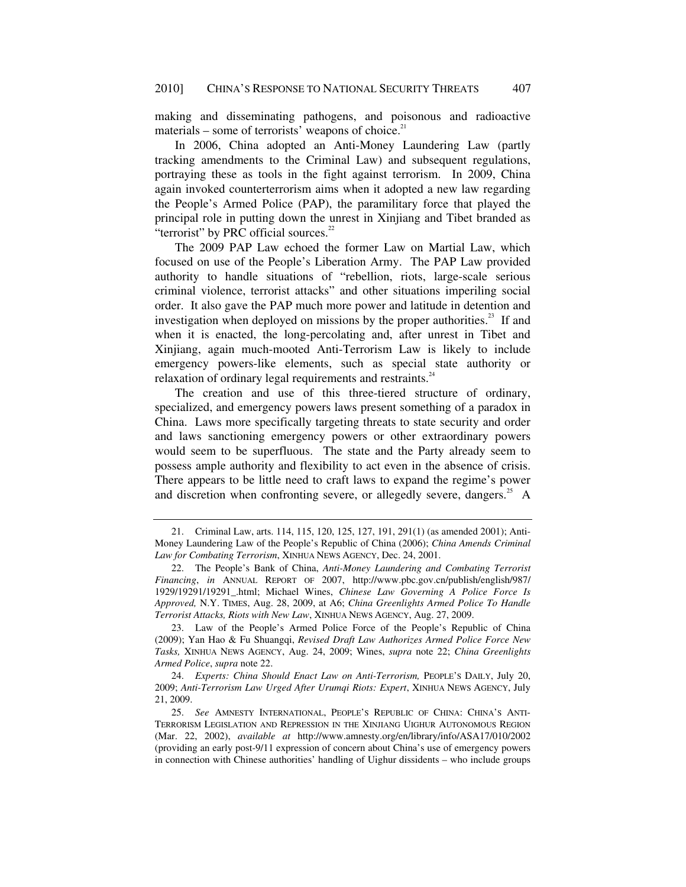making and disseminating pathogens, and poisonous and radioactive materials – some of terrorists' weapons of choice.[21]

In 2006, China adopted an Anti-Money Laundering Law (partly tracking amendments to the Criminal Law) and subsequent regulations, portraying these as tools in the fight against terrorism. In 2009, China again invoked counterterrorism aims when it adopted a new law regarding the People's Armed Police (PAP), the paramilitary force that played the principal role in putting down the unrest in Xinjiang and Tibet branded as "terrorist" by PRC official sources.[22]

The 2009 PAP Law echoed the former Law on Martial Law, which focused on use of the People's Liberation Army. The PAP Law provided authority to handle situations of "rebellion, riots, large-scale serious criminal violence, terrorist attacks" and other situations imperiling social order. It also gave the PAP much more power and latitude in detention and investigation when deployed on missions by the proper authorities.[23] If and when it is enacted, the long-percolating and, after unrest in Tibet and Xinjiang, again much-mooted Anti-Terrorism Law is likely to include emergency powers-like elements, such as special state authority or relaxation of ordinary legal requirements and restraints.[24]

The creation and use of this three-tiered structure of ordinary, specialized, and emergency powers laws present something of a paradox in China. Laws more specifically targeting threats to state security and order and laws sanctioning emergency powers or other extraordinary powers would seem to be superfluous. The state and the Party already seem to possess ample authority and flexibility to act even in the absence of crisis. There appears to be little need to craft laws to expand the regime's power and discretion when confronting severe, or allegedly severe, dangers.[25] A

---

21. Criminal Law, arts. 114, 115, 120, 125, 127, 191, 291(1) (as amended 2001); Anti-Money Laundering Law of the People's Republic of China (2006); *China Amends Criminal Law for Combating Terrorism*, XINHUA NEWS AGENCY, Dec. 24, 2001.

22. The People's Bank of China, *Anti-Money Laundering and Combating Terrorist Financing*, *in* ANNUAL REPORT OF 2007, http://www.pbc.gov.cn/publish/english/987/1929/19291/19291_.html; Michael Wines, *Chinese Law Governing A Police Force Is Approved,* N.Y. TIMES, Aug. 28, 2009, at A6; *China Greenlights Armed Police To Handle Terrorist Attacks, Riots with New Law*, XINHUA NEWS AGENCY, Aug. 27, 2009.

23. Law of the People's Armed Police Force of the People's Republic of China (2009); Yan Hao & Fu Shuangqi, *Revised Draft Law Authorizes Armed Police Force New Tasks,* XINHUA NEWS AGENCY, Aug. 24, 2009; Wines, *supra* note 22; *China Greenlights Armed Police*, *supra* note 22.

24. *Experts: China Should Enact Law on Anti-Terrorism,* PEOPLE'S DAILY, July 20, 2009; *Anti-Terrorism Law Urged After Urumqi Riots: Expert*, XINHUA NEWS AGENCY, July 21, 2009.

25. *See* AMNESTY INTERNATIONAL, PEOPLE'S REPUBLIC OF CHINA: CHINA'S ANTI-TERRORISM LEGISLATION AND REPRESSION IN THE XINJIANG UIGHUR AUTONOMOUS REGION (Mar. 22, 2002), *available at* http://www.amnesty.org/en/library/info/ASA17/010/2002 (providing an early post-9/11 expression of concern about China's use of emergency powers in connection with Chinese authorities' handling of Uighur dissidents – who include groups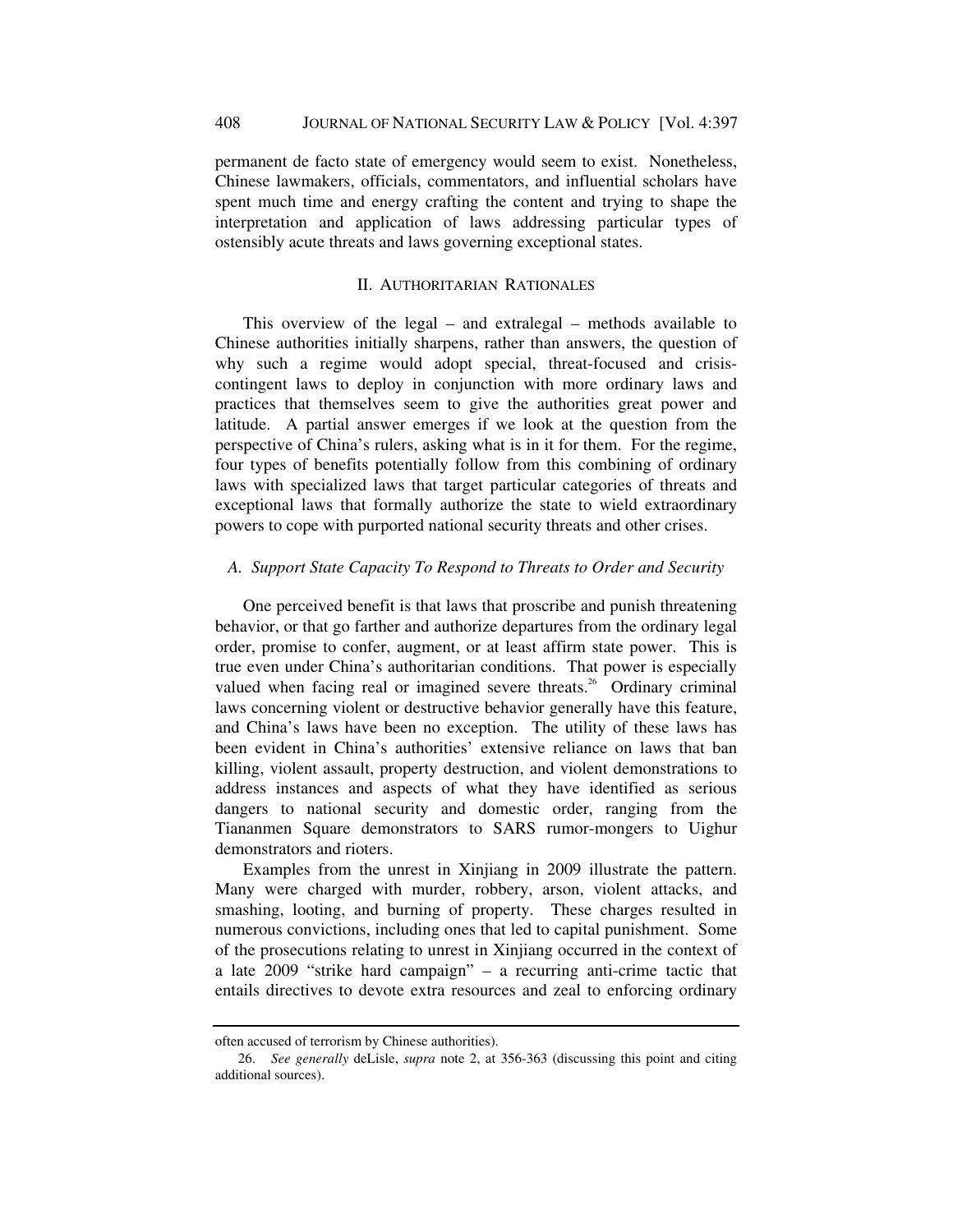permanent de facto state of emergency would seem to exist. Nonetheless, Chinese lawmakers, officials, commentators, and influential scholars have spent much time and energy crafting the content and trying to shape the interpretation and application of laws addressing particular types of ostensibly acute threats and laws governing exceptional states.

## II. AUTHORITARIAN RATIONALES

This overview of the legal – and extralegal – methods available to Chinese authorities initially sharpens, rather than answers, the question of why such a regime would adopt special, threat-focused and crisis-contingent laws to deploy in conjunction with more ordinary laws and practices that themselves seem to give the authorities great power and latitude. A partial answer emerges if we look at the question from the perspective of China's rulers, asking what is in it for them. For the regime, four types of benefits potentially follow from this combining of ordinary laws with specialized laws that target particular categories of threats and exceptional laws that formally authorize the state to wield extraordinary powers to cope with purported national security threats and other crises.

### *A. Support State Capacity To Respond to Threats to Order and Security*

One perceived benefit is that laws that proscribe and punish threatening behavior, or that go farther and authorize departures from the ordinary legal order, promise to confer, augment, or at least affirm state power. This is true even under China's authoritarian conditions. That power is especially valued when facing real or imagined severe threats.[26] Ordinary criminal laws concerning violent or destructive behavior generally have this feature, and China's laws have been no exception. The utility of these laws has been evident in China's authorities' extensive reliance on laws that ban killing, violent assault, property destruction, and violent demonstrations to address instances and aspects of what they have identified as serious dangers to national security and domestic order, ranging from the Tiananmen Square demonstrators to SARS rumor-mongers to Uighur demonstrators and rioters.

Examples from the unrest in Xinjiang in 2009 illustrate the pattern. Many were charged with murder, robbery, arson, violent attacks, and smashing, looting, and burning of property. These charges resulted in numerous convictions, including ones that led to capital punishment. Some of the prosecutions relating to unrest in Xinjiang occurred in the context of a late 2009 "strike hard campaign" – a recurring anti-crime tactic that entails directives to devote extra resources and zeal to enforcing ordinary

---

often accused of terrorism by Chinese authorities).

26. *See generally* deLisle, *supra* note 2, at 356-363 (discussing this point and citing additional sources).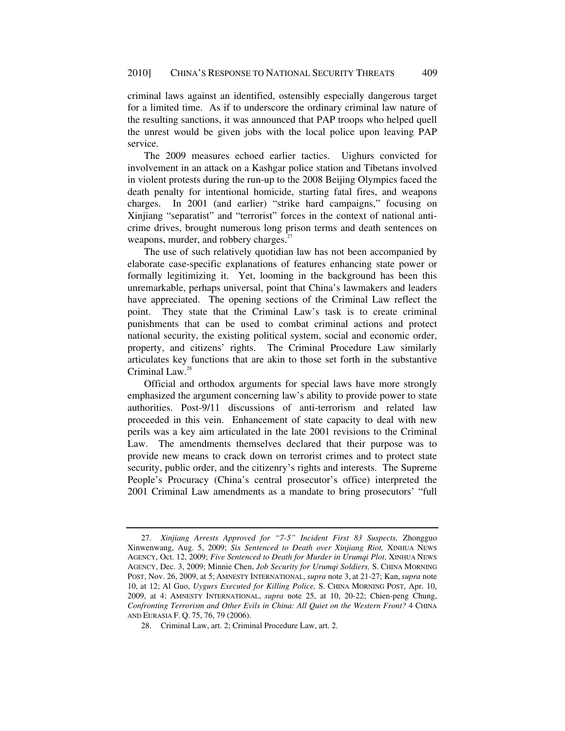criminal laws against an identified, ostensibly especially dangerous target for a limited time. As if to underscore the ordinary criminal law nature of the resulting sanctions, it was announced that PAP troops who helped quell the unrest would be given jobs with the local police upon leaving PAP service.

The 2009 measures echoed earlier tactics. Uighurs convicted for involvement in an attack on a Kashgar police station and Tibetans involved in violent protests during the run-up to the 2008 Beijing Olympics faced the death penalty for intentional homicide, starting fatal fires, and weapons charges. In 2001 (and earlier) "strike hard campaigns," focusing on Xinjiang "separatist" and "terrorist" forces in the context of national anti-crime drives, brought numerous long prison terms and death sentences on weapons, murder, and robbery charges.[27]

The use of such relatively quotidian law has not been accompanied by elaborate case-specific explanations of features enhancing state power or formally legitimizing it. Yet, looming in the background has been this unremarkable, perhaps universal, point that China's lawmakers and leaders have appreciated. The opening sections of the Criminal Law reflect the point. They state that the Criminal Law's task is to create criminal punishments that can be used to combat criminal actions and protect national security, the existing political system, social and economic order, property, and citizens' rights. The Criminal Procedure Law similarly articulates key functions that are akin to those set forth in the substantive Criminal Law.[28]

Official and orthodox arguments for special laws have more strongly emphasized the argument concerning law's ability to provide power to state authorities. Post-9/11 discussions of anti-terrorism and related law proceeded in this vein. Enhancement of state capacity to deal with new perils was a key aim articulated in the late 2001 revisions to the Criminal Law. The amendments themselves declared that their purpose was to provide new means to crack down on terrorist crimes and to protect state security, public order, and the citizenry's rights and interests. The Supreme People's Procuracy (China's central prosecutor's office) interpreted the 2001 Criminal Law amendments as a mandate to bring prosecutors' "full

---

27. *Xinjiang Arrests Approved for "7-5" Incident First 83 Suspects,* Zhongguo Xinwenwang, Aug. 5, 2009; *Six Sentenced to Death over Xinjiang Riot,* XINHUA NEWS AGENCY, Oct. 12, 2009; *Five Sentenced to Death for Murder in Urumqi Plot*, XINHUA NEWS AGENCY, Dec. 3, 2009; Minnie Chen, *Job Security for Urumqi Soldiers,* S. CHINA MORNING POST, Nov. 26, 2009, at 5; AMNESTY INTERNATIONAL, *supra* note 3, at 21-27; Kan, *supra* note 10, at 12; Al Guo, *Uygurs Executed for Killing Police,* S. CHINA MORNING POST, Apr. 10, 2009, at 4; AMNESTY INTERNATIONAL, *supra* note 25, at 10, 20-22; Chien-peng Chung, *Confronting Terrorism and Other Evils in China: All Quiet on the Western Front?* 4 CHINA AND EURASIA F. Q. 75, 76, 79 (2006).

28. Criminal Law, art. 2; Criminal Procedure Law, art. 2.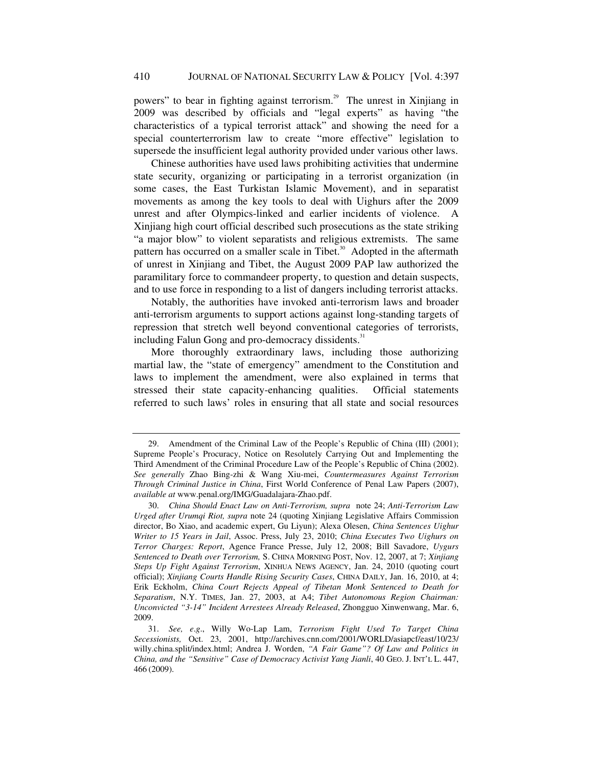powers" to bear in fighting against terrorism.[29] The unrest in Xinjiang in 2009 was described by officials and "legal experts" as having "the characteristics of a typical terrorist attack" and showing the need for a special counterterrorism law to create "more effective" legislation to supersede the insufficient legal authority provided under various other laws.

Chinese authorities have used laws prohibiting activities that undermine state security, organizing or participating in a terrorist organization (in some cases, the East Turkistan Islamic Movement), and in separatist movements as among the key tools to deal with Uighurs after the 2009 unrest and after Olympics-linked and earlier incidents of violence. A Xinjiang high court official described such prosecutions as the state striking "a major blow" to violent separatists and religious extremists. The same pattern has occurred on a smaller scale in Tibet.[30] Adopted in the aftermath of unrest in Xinjiang and Tibet, the August 2009 PAP law authorized the paramilitary force to commandeer property, to question and detain suspects, and to use force in responding to a list of dangers including terrorist attacks.

Notably, the authorities have invoked anti-terrorism laws and broader anti-terrorism arguments to support actions against long-standing targets of repression that stretch well beyond conventional categories of terrorists, including Falun Gong and pro-democracy dissidents.[31]

More thoroughly extraordinary laws, including those authorizing martial law, the "state of emergency" amendment to the Constitution and laws to implement the amendment, were also explained in terms that stressed their state capacity-enhancing qualities. Official statements referred to such laws' roles in ensuring that all state and social resources

---

29. Amendment of the Criminal Law of the People's Republic of China (III) (2001); Supreme People's Procuracy, Notice on Resolutely Carrying Out and Implementing the Third Amendment of the Criminal Procedure Law of the People's Republic of China (2002). *See generally* Zhao Bing-zhi & Wang Xiu-mei, *Countermeasures Against Terrorism Through Criminal Justice in China*, First World Conference of Penal Law Papers (2007), *available at* www.penal.org/IMG/Guadalajara-Zhao.pdf.

30. *China Should Enact Law on Anti-Terrorism, supra* note 24; *Anti-Terrorism Law Urged after Urumqi Riot, supra* note 24 (quoting Xinjiang Legislative Affairs Commission director, Bo Xiao, and academic expert, Gu Liyun); Alexa Olesen, *China Sentences Uighur Writer to 15 Years in Jail*, Assoc. Press, July 23, 2010; *China Executes Two Uighurs on Terror Charges: Report*, Agence France Presse, July 12, 2008; Bill Savadore, *Uygurs Sentenced to Death over Terrorism,* S. CHINA MORNING POST, Nov. 12, 2007, at 7; *Xinjiang Steps Up Fight Against Terrorism*, XINHUA NEWS AGENCY, Jan. 24, 2010 (quoting court official); *Xinjiang Courts Handle Rising Security Cases*, CHINA DAILY, Jan. 16, 2010, at 4; Erik Eckholm, *China Court Rejects Appeal of Tibetan Monk Sentenced to Death for Separatism*, N.Y. TIMES, Jan. 27, 2003, at A4; *Tibet Autonomous Region Chairman: Unconvicted "3-14" Incident Arrestees Already Released*, Zhongguo Xinwenwang, Mar. 6, 2009.

31. *See, e.g*., Willy Wo-Lap Lam, *Terrorism Fight Used To Target China Secessionists,* Oct. 23, 2001, http://archives.cnn.com/2001/WORLD/asiapcf/east/10/23/willy.china.split/index.html; Andrea J. Worden, *"A Fair Game"? Of Law and Politics in China, and the "Sensitive" Case of Democracy Activist Yang Jianli*, 40 GEO. J. INT'L L. 447, 466 (2009).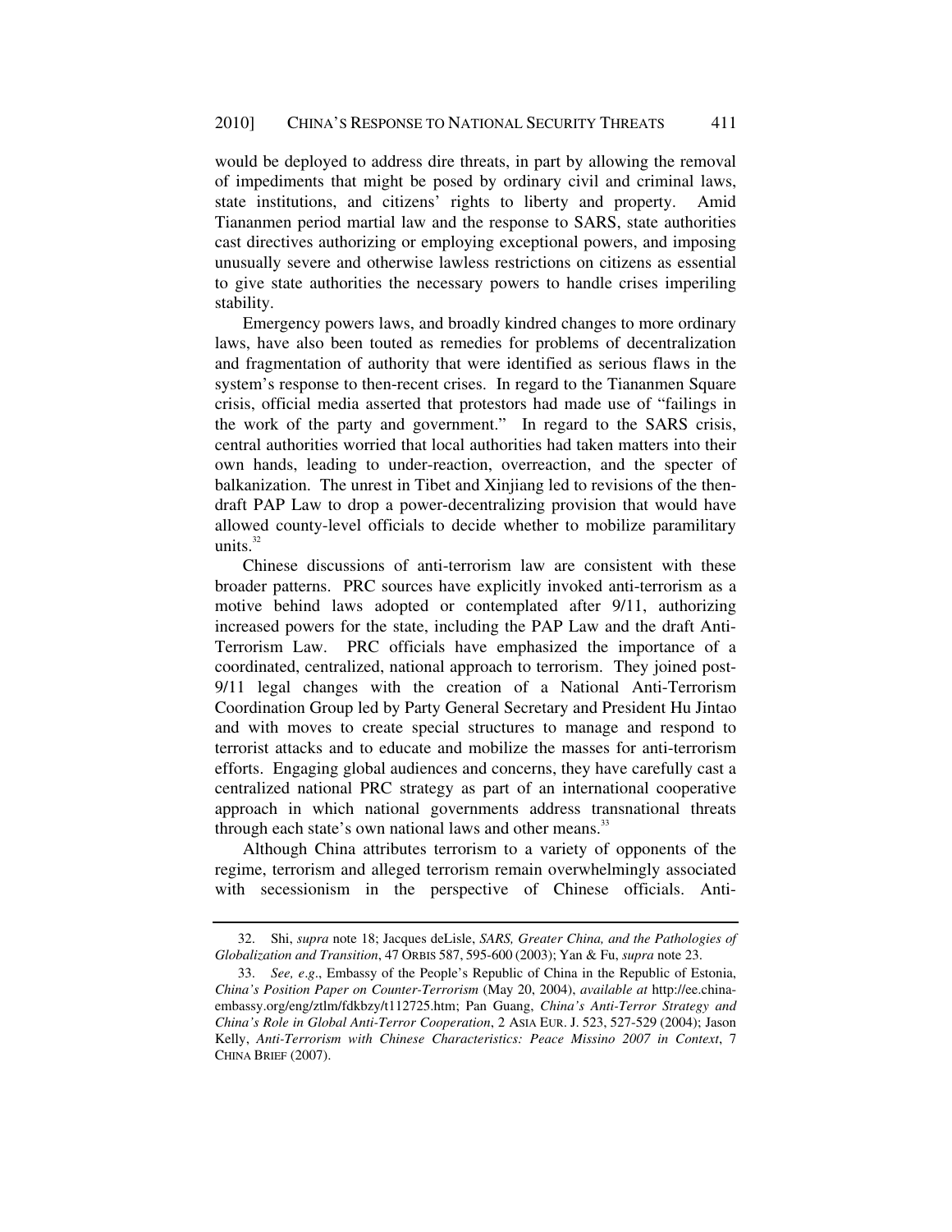would be deployed to address dire threats, in part by allowing the removal of impediments that might be posed by ordinary civil and criminal laws, state institutions, and citizens' rights to liberty and property. Amid Tiananmen period martial law and the response to SARS, state authorities cast directives authorizing or employing exceptional powers, and imposing unusually severe and otherwise lawless restrictions on citizens as essential to give state authorities the necessary powers to handle crises imperiling stability.

Emergency powers laws, and broadly kindred changes to more ordinary laws, have also been touted as remedies for problems of decentralization and fragmentation of authority that were identified as serious flaws in the system's response to then-recent crises. In regard to the Tiananmen Square crisis, official media asserted that protestors had made use of "failings in the work of the party and government." In regard to the SARS crisis, central authorities worried that local authorities had taken matters into their own hands, leading to under-reaction, overreaction, and the specter of balkanization. The unrest in Tibet and Xinjiang led to revisions of the then-draft PAP Law to drop a power-decentralizing provision that would have allowed county-level officials to decide whether to mobilize paramilitary units.[32]

Chinese discussions of anti-terrorism law are consistent with these broader patterns. PRC sources have explicitly invoked anti-terrorism as a motive behind laws adopted or contemplated after 9/11, authorizing increased powers for the state, including the PAP Law and the draft Anti-Terrorism Law. PRC officials have emphasized the importance of a coordinated, centralized, national approach to terrorism. They joined post-9/11 legal changes with the creation of a National Anti-Terrorism Coordination Group led by Party General Secretary and President Hu Jintao and with moves to create special structures to manage and respond to terrorist attacks and to educate and mobilize the masses for anti-terrorism efforts. Engaging global audiences and concerns, they have carefully cast a centralized national PRC strategy as part of an international cooperative approach in which national governments address transnational threats through each state's own national laws and other means.[33]

Although China attributes terrorism to a variety of opponents of the regime, terrorism and alleged terrorism remain overwhelmingly associated with secessionism in the perspective of Chinese officials. Anti-

---

32. Shi, *supra* note 18; Jacques deLisle, *SARS, Greater China, and the Pathologies of Globalization and Transition*, 47 ORBIS 587, 595-600 (2003); Yan & Fu, *supra* note 23.

33. *See, e.g*., Embassy of the People's Republic of China in the Republic of Estonia, *China's Position Paper on Counter-Terrorism* (May 20, 2004), *available at* http://ee.china-embassy.org/eng/ztlm/fdkbzy/t112725.htm; Pan Guang, *China's Anti-Terror Strategy and China's Role in Global Anti-Terror Cooperation*, 2 ASIA EUR. J. 523, 527-529 (2004); Jason Kelly, *Anti-Terrorism with Chinese Characteristics: Peace Missino 2007 in Context*, 7 CHINA BRIEF (2007).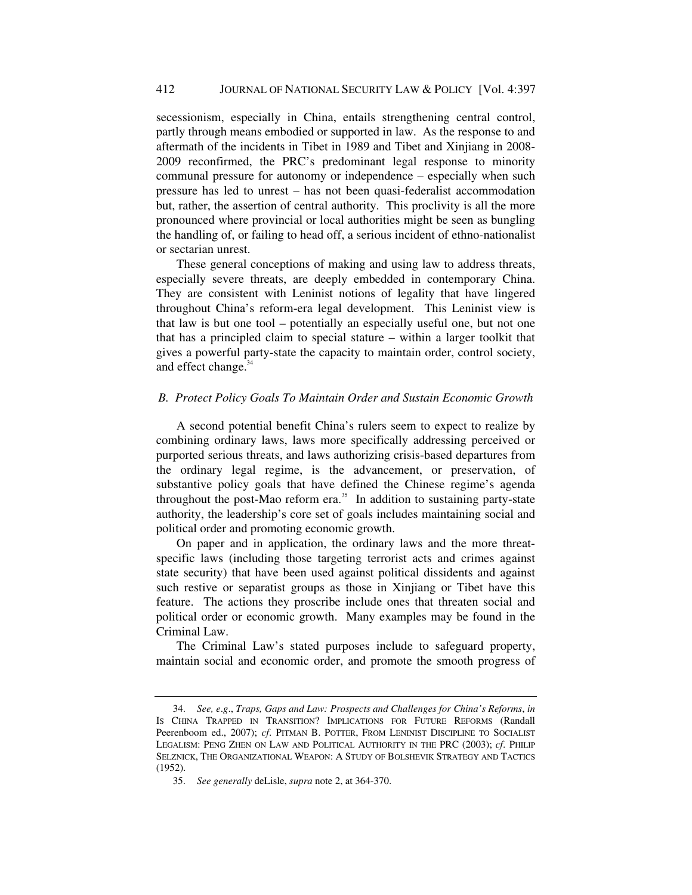secessionism, especially in China, entails strengthening central control, partly through means embodied or supported in law. As the response to and aftermath of the incidents in Tibet in 1989 and Tibet and Xinjiang in 2008-2009 reconfirmed, the PRC's predominant legal response to minority communal pressure for autonomy or independence – especially when such pressure has led to unrest – has not been quasi-federalist accommodation but, rather, the assertion of central authority. This proclivity is all the more pronounced where provincial or local authorities might be seen as bungling the handling of, or failing to head off, a serious incident of ethno-nationalist or sectarian unrest.

These general conceptions of making and using law to address threats, especially severe threats, are deeply embedded in contemporary China. They are consistent with Leninist notions of legality that have lingered throughout China's reform-era legal development. This Leninist view is that law is but one tool – potentially an especially useful one, but not one that has a principled claim to special stature – within a larger toolkit that gives a powerful party-state the capacity to maintain order, control society, and effect change.[34]

### *B. Protect Policy Goals To Maintain Order and Sustain Economic Growth*

A second potential benefit China's rulers seem to expect to realize by combining ordinary laws, laws more specifically addressing perceived or purported serious threats, and laws authorizing crisis-based departures from the ordinary legal regime, is the advancement, or preservation, of substantive policy goals that have defined the Chinese regime's agenda throughout the post-Mao reform era.[35] In addition to sustaining party-state authority, the leadership's core set of goals includes maintaining social and political order and promoting economic growth.

On paper and in application, the ordinary laws and the more threat-specific laws (including those targeting terrorist acts and crimes against state security) that have been used against political dissidents and against such restive or separatist groups as those in Xinjiang or Tibet have this feature. The actions they proscribe include ones that threaten social and political order or economic growth. Many examples may be found in the Criminal Law.

The Criminal Law's stated purposes include to safeguard property, maintain social and economic order, and promote the smooth progress of

---

34. *See, e.g.*, *Traps, Gaps and Law: Prospects and Challenges for China's Reforms*, *in* IS CHINA TRAPPED IN TRANSITION? IMPLICATIONS FOR FUTURE REFORMS (Randall Peerenboom ed., 2007); *cf.* PITMAN B. POTTER, FROM LENINIST DISCIPLINE TO SOCIALIST LEGALISM: PENG ZHEN ON LAW AND POLITICAL AUTHORITY IN THE PRC (2003); *cf.* PHILIP SELZNICK, THE ORGANIZATIONAL WEAPON: A STUDY OF BOLSHEVIK STRATEGY AND TACTICS (1952).

35. *See generally* deLisle, *supra* note 2, at 364-370.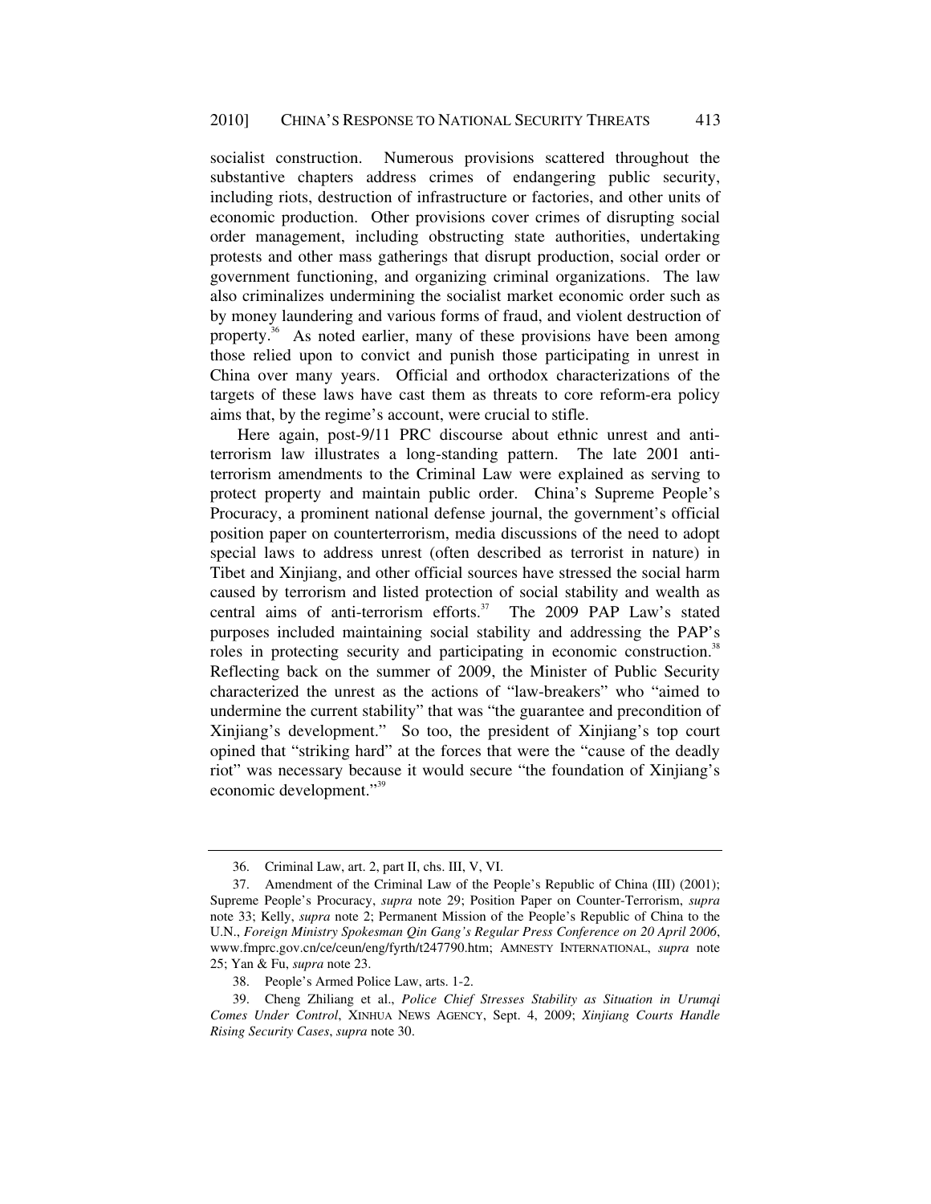socialist construction. Numerous provisions scattered throughout the substantive chapters address crimes of endangering public security, including riots, destruction of infrastructure or factories, and other units of economic production. Other provisions cover crimes of disrupting social order management, including obstructing state authorities, undertaking protests and other mass gatherings that disrupt production, social order or government functioning, and organizing criminal organizations. The law also criminalizes undermining the socialist market economic order such as by money laundering and various forms of fraud, and violent destruction of property.[36] As noted earlier, many of these provisions have been among those relied upon to convict and punish those participating in unrest in China over many years. Official and orthodox characterizations of the targets of these laws have cast them as threats to core reform-era policy aims that, by the regime's account, were crucial to stifle.

Here again, post-9/11 PRC discourse about ethnic unrest and anti-terrorism law illustrates a long-standing pattern. The late 2001 anti-terrorism amendments to the Criminal Law were explained as serving to protect property and maintain public order. China's Supreme People's Procuracy, a prominent national defense journal, the government's official position paper on counterterrorism, media discussions of the need to adopt special laws to address unrest (often described as terrorist in nature) in Tibet and Xinjiang, and other official sources have stressed the social harm caused by terrorism and listed protection of social stability and wealth as central aims of anti-terrorism efforts.[37] The 2009 PAP Law's stated purposes included maintaining social stability and addressing the PAP's roles in protecting security and participating in economic construction.[38] Reflecting back on the summer of 2009, the Minister of Public Security characterized the unrest as the actions of "law-breakers" who "aimed to undermine the current stability" that was "the guarantee and precondition of Xinjiang's development." So too, the president of Xinjiang's top court opined that "striking hard" at the forces that were the "cause of the deadly riot" was necessary because it would secure "the foundation of Xinjiang's economic development."[39]

---

36. Criminal Law, art. 2, part II, chs. III, V, VI.

37. Amendment of the Criminal Law of the People's Republic of China (III) (2001); Supreme People's Procuracy, *supra* note 29; Position Paper on Counter-Terrorism, *supra* note 33; Kelly, *supra* note 2; Permanent Mission of the People's Republic of China to the U.N., *Foreign Ministry Spokesman Qin Gang's Regular Press Conference on 20 April 2006*, www.fmprc.gov.cn/ce/ceun/eng/fyrth/t247790.htm; AMNESTY INTERNATIONAL, *supra* note 25; Yan & Fu, *supra* note 23.

38. People's Armed Police Law, arts. 1-2.

39. Cheng Zhiliang et al., *Police Chief Stresses Stability as Situation in Urumqi Comes Under Control*, XINHUA NEWS AGENCY, Sept. 4, 2009; *Xinjiang Courts Handle Rising Security Cases*, *supra* note 30.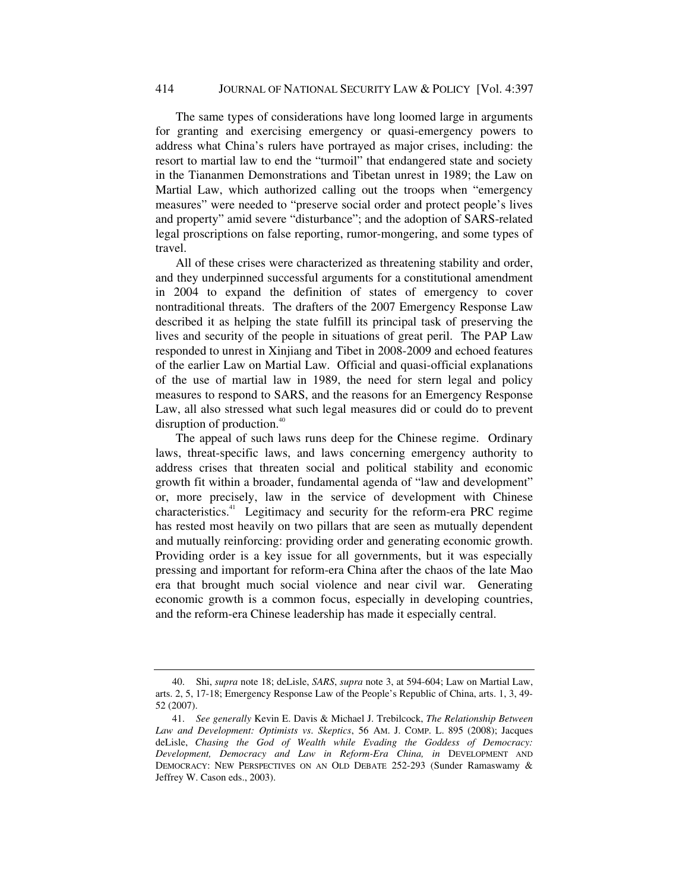The same types of considerations have long loomed large in arguments for granting and exercising emergency or quasi-emergency powers to address what China's rulers have portrayed as major crises, including: the resort to martial law to end the "turmoil" that endangered state and society in the Tiananmen Demonstrations and Tibetan unrest in 1989; the Law on Martial Law, which authorized calling out the troops when "emergency measures" were needed to "preserve social order and protect people's lives and property" amid severe "disturbance"; and the adoption of SARS-related legal proscriptions on false reporting, rumor-mongering, and some types of travel.

All of these crises were characterized as threatening stability and order, and they underpinned successful arguments for a constitutional amendment in 2004 to expand the definition of states of emergency to cover nontraditional threats. The drafters of the 2007 Emergency Response Law described it as helping the state fulfill its principal task of preserving the lives and security of the people in situations of great peril. The PAP Law responded to unrest in Xinjiang and Tibet in 2008-2009 and echoed features of the earlier Law on Martial Law. Official and quasi-official explanations of the use of martial law in 1989, the need for stern legal and policy measures to respond to SARS, and the reasons for an Emergency Response Law, all also stressed what such legal measures did or could do to prevent disruption of production.[40]

The appeal of such laws runs deep for the Chinese regime. Ordinary laws, threat-specific laws, and laws concerning emergency authority to address crises that threaten social and political stability and economic growth fit within a broader, fundamental agenda of "law and development" or, more precisely, law in the service of development with Chinese characteristics.[41] Legitimacy and security for the reform-era PRC regime has rested most heavily on two pillars that are seen as mutually dependent and mutually reinforcing: providing order and generating economic growth. Providing order is a key issue for all governments, but it was especially pressing and important for reform-era China after the chaos of the late Mao era that brought much social violence and near civil war. Generating economic growth is a common focus, especially in developing countries, and the reform-era Chinese leadership has made it especially central.

---

40. Shi, *supra* note 18; deLisle, *SARS*, *supra* note 3, at 594-604; Law on Martial Law, arts. 2, 5, 17-18; Emergency Response Law of the People's Republic of China, arts. 1, 3, 49-52 (2007).

41. *See generally* Kevin E. Davis & Michael J. Trebilcock, *The Relationship Between Law and Development: Optimists vs. Skeptics*, 56 AM. J. COMP. L. 895 (2008); Jacques deLisle, *Chasing the God of Wealth while Evading the Goddess of Democracy: Development, Democracy and Law in Reform-Era China, in* DEVELOPMENT AND DEMOCRACY: NEW PERSPECTIVES ON AN OLD DEBATE 252-293 (Sunder Ramaswamy & Jeffrey W. Cason eds., 2003).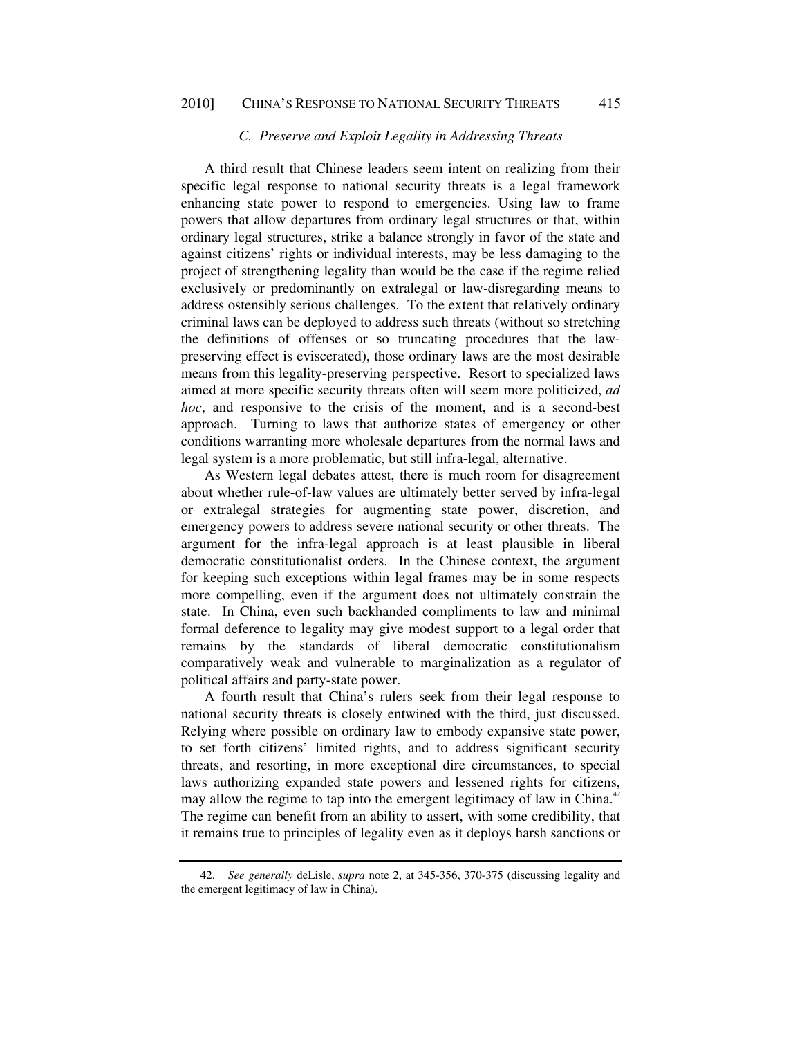### *C. Preserve and Exploit Legality in Addressing Threats*

A third result that Chinese leaders seem intent on realizing from their specific legal response to national security threats is a legal framework enhancing state power to respond to emergencies. Using law to frame powers that allow departures from ordinary legal structures or that, within ordinary legal structures, strike a balance strongly in favor of the state and against citizens' rights or individual interests, may be less damaging to the project of strengthening legality than would be the case if the regime relied exclusively or predominantly on extralegal or law-disregarding means to address ostensibly serious challenges. To the extent that relatively ordinary criminal laws can be deployed to address such threats (without so stretching the definitions of offenses or so truncating procedures that the law-preserving effect is eviscerated), those ordinary laws are the most desirable means from this legality-preserving perspective. Resort to specialized laws aimed at more specific security threats often will seem more politicized, *ad hoc*, and responsive to the crisis of the moment, and is a second-best approach. Turning to laws that authorize states of emergency or other conditions warranting more wholesale departures from the normal laws and legal system is a more problematic, but still infra-legal, alternative.

As Western legal debates attest, there is much room for disagreement about whether rule-of-law values are ultimately better served by infra-legal or extralegal strategies for augmenting state power, discretion, and emergency powers to address severe national security or other threats. The argument for the infra-legal approach is at least plausible in liberal democratic constitutionalist orders. In the Chinese context, the argument for keeping such exceptions within legal frames may be in some respects more compelling, even if the argument does not ultimately constrain the state. In China, even such backhanded compliments to law and minimal formal deference to legality may give modest support to a legal order that remains by the standards of liberal democratic constitutionalism comparatively weak and vulnerable to marginalization as a regulator of political affairs and party-state power.

A fourth result that China's rulers seek from their legal response to national security threats is closely entwined with the third, just discussed. Relying where possible on ordinary law to embody expansive state power, to set forth citizens' limited rights, and to address significant security threats, and resorting, in more exceptional dire circumstances, to special laws authorizing expanded state powers and lessened rights for citizens, may allow the regime to tap into the emergent legitimacy of law in China.[42] The regime can benefit from an ability to assert, with some credibility, that it remains true to principles of legality even as it deploys harsh sanctions or

42. *See generally* deLisle, *supra* note 2, at 345-356, 370-375 (discussing legality and the emergent legitimacy of law in China).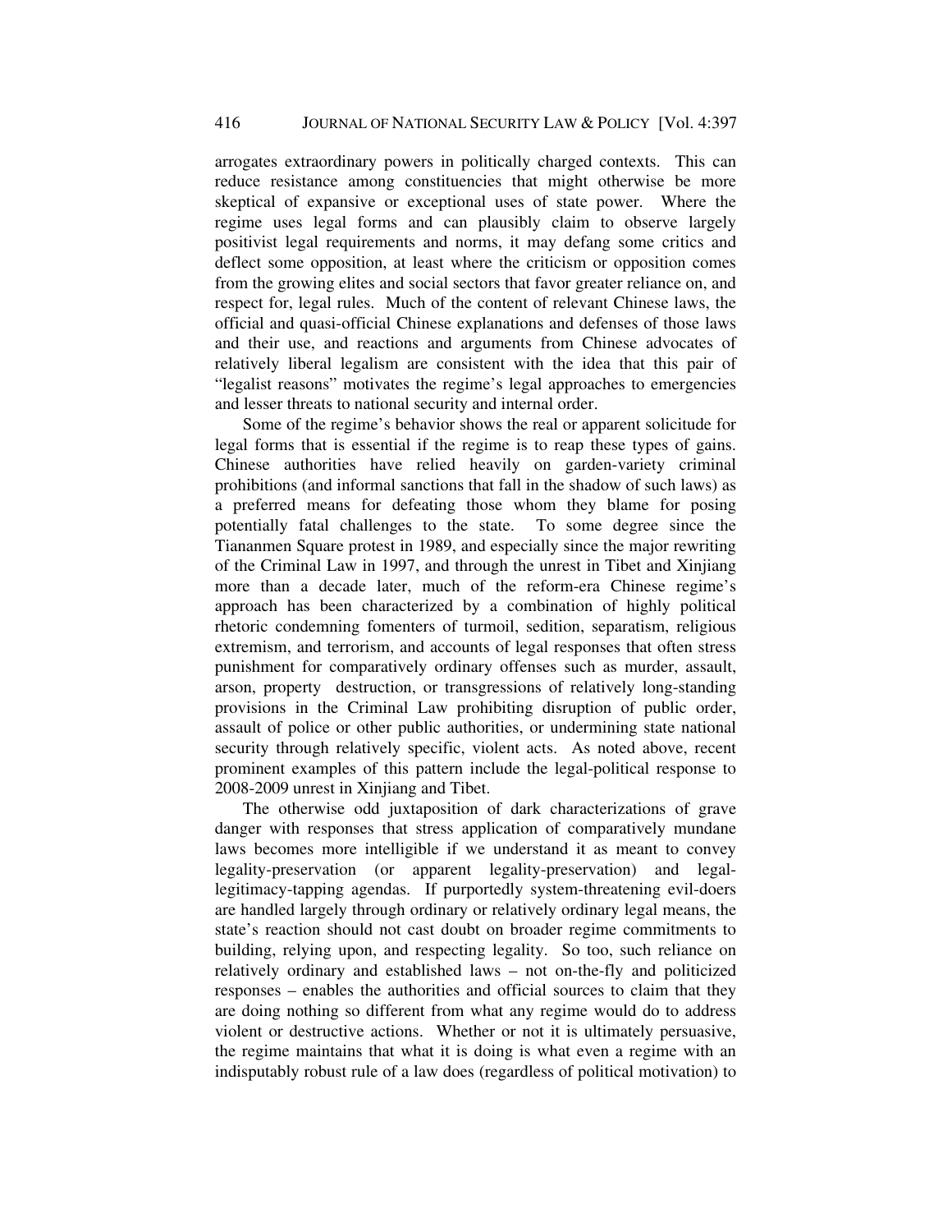arrogates extraordinary powers in politically charged contexts. This can reduce resistance among constituencies that might otherwise be more skeptical of expansive or exceptional uses of state power. Where the regime uses legal forms and can plausibly claim to observe largely positivist legal requirements and norms, it may defang some critics and deflect some opposition, at least where the criticism or opposition comes from the growing elites and social sectors that favor greater reliance on, and respect for, legal rules. Much of the content of relevant Chinese laws, the official and quasi-official Chinese explanations and defenses of those laws and their use, and reactions and arguments from Chinese advocates of relatively liberal legalism are consistent with the idea that this pair of "legalist reasons" motivates the regime's legal approaches to emergencies and lesser threats to national security and internal order.

Some of the regime's behavior shows the real or apparent solicitude for legal forms that is essential if the regime is to reap these types of gains. Chinese authorities have relied heavily on garden-variety criminal prohibitions (and informal sanctions that fall in the shadow of such laws) as a preferred means for defeating those whom they blame for posing potentially fatal challenges to the state. To some degree since the Tiananmen Square protest in 1989, and especially since the major rewriting of the Criminal Law in 1997, and through the unrest in Tibet and Xinjiang more than a decade later, much of the reform-era Chinese regime's approach has been characterized by a combination of highly political rhetoric condemning fomenters of turmoil, sedition, separatism, religious extremism, and terrorism, and accounts of legal responses that often stress punishment for comparatively ordinary offenses such as murder, assault, arson, property destruction, or transgressions of relatively long-standing provisions in the Criminal Law prohibiting disruption of public order, assault of police or other public authorities, or undermining state national security through relatively specific, violent acts. As noted above, recent prominent examples of this pattern include the legal-political response to 2008-2009 unrest in Xinjiang and Tibet.

The otherwise odd juxtaposition of dark characterizations of grave danger with responses that stress application of comparatively mundane laws becomes more intelligible if we understand it as meant to convey legality-preservation (or apparent legality-preservation) and legal-legitimacy-tapping agendas. If purportedly system-threatening evil-doers are handled largely through ordinary or relatively ordinary legal means, the state's reaction should not cast doubt on broader regime commitments to building, relying upon, and respecting legality. So too, such reliance on relatively ordinary and established laws – not on-the-fly and politicized responses – enables the authorities and official sources to claim that they are doing nothing so different from what any regime would do to address violent or destructive actions. Whether or not it is ultimately persuasive, the regime maintains that what it is doing is what even a regime with an indisputably robust rule of a law does (regardless of political motivation) to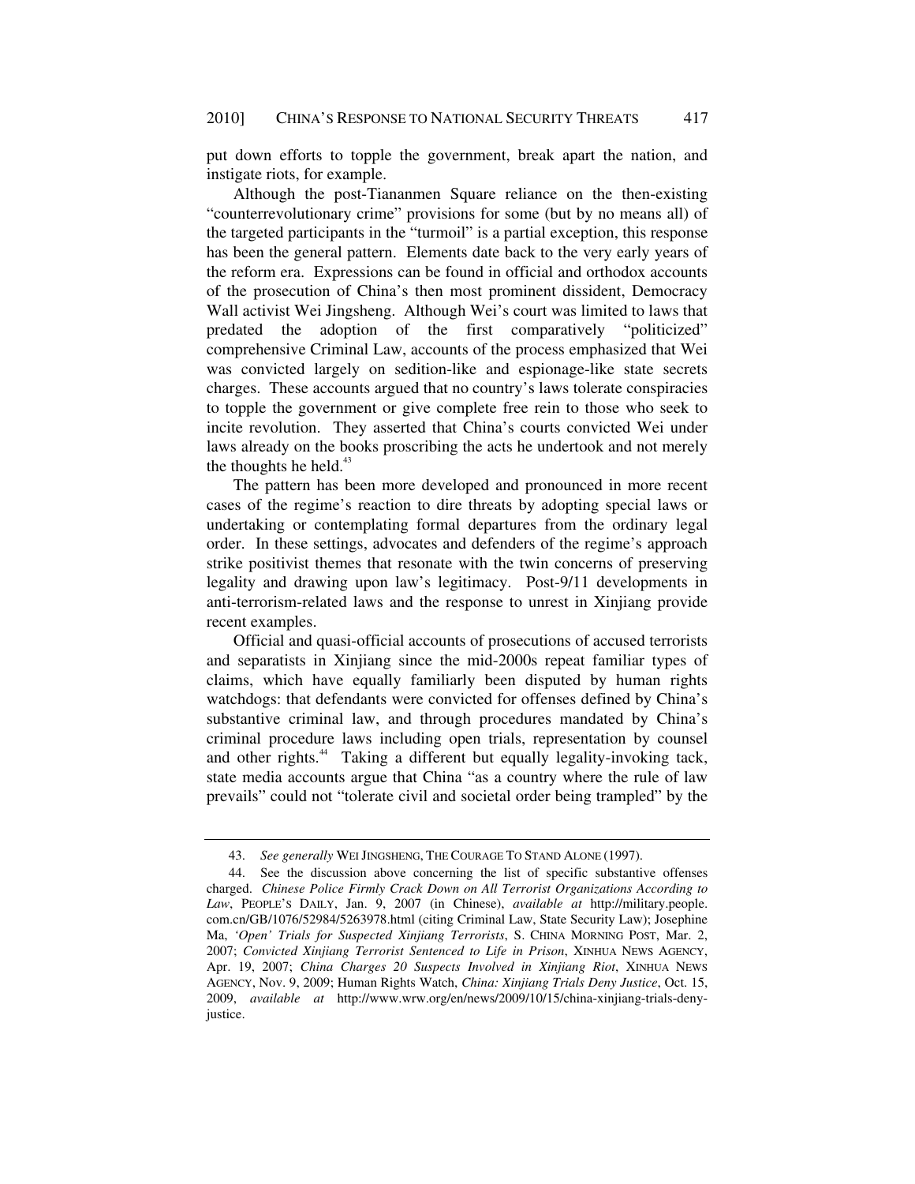put down efforts to topple the government, break apart the nation, and instigate riots, for example.

Although the post-Tiananmen Square reliance on the then-existing "counterrevolutionary crime" provisions for some (but by no means all) of the targeted participants in the "turmoil" is a partial exception, this response has been the general pattern. Elements date back to the very early years of the reform era. Expressions can be found in official and orthodox accounts of the prosecution of China's then most prominent dissident, Democracy Wall activist Wei Jingsheng. Although Wei's court was limited to laws that predated the adoption of the first comparatively "politicized" comprehensive Criminal Law, accounts of the process emphasized that Wei was convicted largely on sedition-like and espionage-like state secrets charges. These accounts argued that no country's laws tolerate conspiracies to topple the government or give complete free rein to those who seek to incite revolution. They asserted that China's courts convicted Wei under laws already on the books proscribing the acts he undertook and not merely the thoughts he held.[43]

The pattern has been more developed and pronounced in more recent cases of the regime's reaction to dire threats by adopting special laws or undertaking or contemplating formal departures from the ordinary legal order. In these settings, advocates and defenders of the regime's approach strike positivist themes that resonate with the twin concerns of preserving legality and drawing upon law's legitimacy. Post-9/11 developments in anti-terrorism-related laws and the response to unrest in Xinjiang provide recent examples.

Official and quasi-official accounts of prosecutions of accused terrorists and separatists in Xinjiang since the mid-2000s repeat familiar types of claims, which have equally familiarly been disputed by human rights watchdogs: that defendants were convicted for offenses defined by China's substantive criminal law, and through procedures mandated by China's criminal procedure laws including open trials, representation by counsel and other rights.[44] Taking a different but equally legality-invoking tack, state media accounts argue that China "as a country where the rule of law prevails" could not "tolerate civil and societal order being trampled" by the

---

43. *See generally* WEI JINGSHENG, THE COURAGE TO STAND ALONE (1997).

44. See the discussion above concerning the list of specific substantive offenses charged. *Chinese Police Firmly Crack Down on All Terrorist Organizations According to Law*, PEOPLE'S DAILY, Jan. 9, 2007 (in Chinese), *available at* http://military.people.com.cn/GB/1076/52984/5263978.html (citing Criminal Law, State Security Law); Josephine Ma, *'Open' Trials for Suspected Xinjiang Terrorists*, S. CHINA MORNING POST, Mar. 2, 2007; *Convicted Xinjiang Terrorist Sentenced to Life in Prison*, XINHUA NEWS AGENCY, Apr. 19, 2007; *China Charges 20 Suspects Involved in Xinjiang Riot*, XINHUA NEWS AGENCY, Nov. 9, 2009; Human Rights Watch, *China: Xinjiang Trials Deny Justice*, Oct. 15, 2009, *available at* http://www.wrw.org/en/news/2009/10/15/china-xinjiang-trials-deny-justice.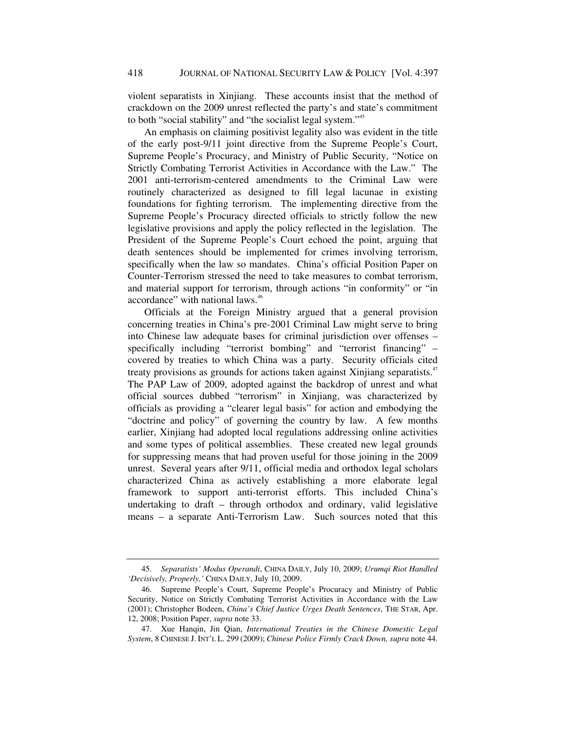violent separatists in Xinjiang. These accounts insist that the method of crackdown on the 2009 unrest reflected the party's and state's commitment to both "social stability" and "the socialist legal system."[45]

An emphasis on claiming positivist legality also was evident in the title of the early post-9/11 joint directive from the Supreme People's Court, Supreme People's Procuracy, and Ministry of Public Security, "Notice on Strictly Combating Terrorist Activities in Accordance with the Law." The 2001 anti-terrorism-centered amendments to the Criminal Law were routinely characterized as designed to fill legal lacunae in existing foundations for fighting terrorism. The implementing directive from the Supreme People's Procuracy directed officials to strictly follow the new legislative provisions and apply the policy reflected in the legislation. The President of the Supreme People's Court echoed the point, arguing that death sentences should be implemented for crimes involving terrorism, specifically when the law so mandates. China's official Position Paper on Counter-Terrorism stressed the need to take measures to combat terrorism, and material support for terrorism, through actions "in conformity" or "in accordance" with national laws.[46]

Officials at the Foreign Ministry argued that a general provision concerning treaties in China's pre-2001 Criminal Law might serve to bring into Chinese law adequate bases for criminal jurisdiction over offenses – specifically including "terrorist bombing" and "terrorist financing" – covered by treaties to which China was a party. Security officials cited treaty provisions as grounds for actions taken against Xinjiang separatists.[47] The PAP Law of 2009, adopted against the backdrop of unrest and what official sources dubbed "terrorism" in Xinjiang, was characterized by officials as providing a "clearer legal basis" for action and embodying the "doctrine and policy" of governing the country by law. A few months earlier, Xinjiang had adopted local regulations addressing online activities and some types of political assemblies. These created new legal grounds for suppressing means that had proven useful for those joining in the 2009 unrest. Several years after 9/11, official media and orthodox legal scholars characterized China as actively establishing a more elaborate legal framework to support anti-terrorist efforts. This included China's undertaking to draft – through orthodox and ordinary, valid legislative means – a separate Anti-Terrorism Law. Such sources noted that this

---

45. *Separatists' Modus Operandi*, CHINA DAILY, July 10, 2009; *Urumqi Riot Handled 'Decisively, Properly,'* CHINA DAILY, July 10, 2009.

46. Supreme People's Court, Supreme People's Procuracy and Ministry of Public Security, Notice on Strictly Combating Terrorist Activities in Accordance with the Law (2001); Christopher Bodeen, *China's Chief Justice Urges Death Sentences*, THE STAR, Apr. 12, 2008; Position Paper, *supra* note 33.

47. Xue Hanqin, Jin Qian, *International Treaties in the Chinese Domestic Legal System*, 8 CHINESE J. INT'L L. 299 (2009); *Chinese Police Firmly Crack Down, supra* note 44.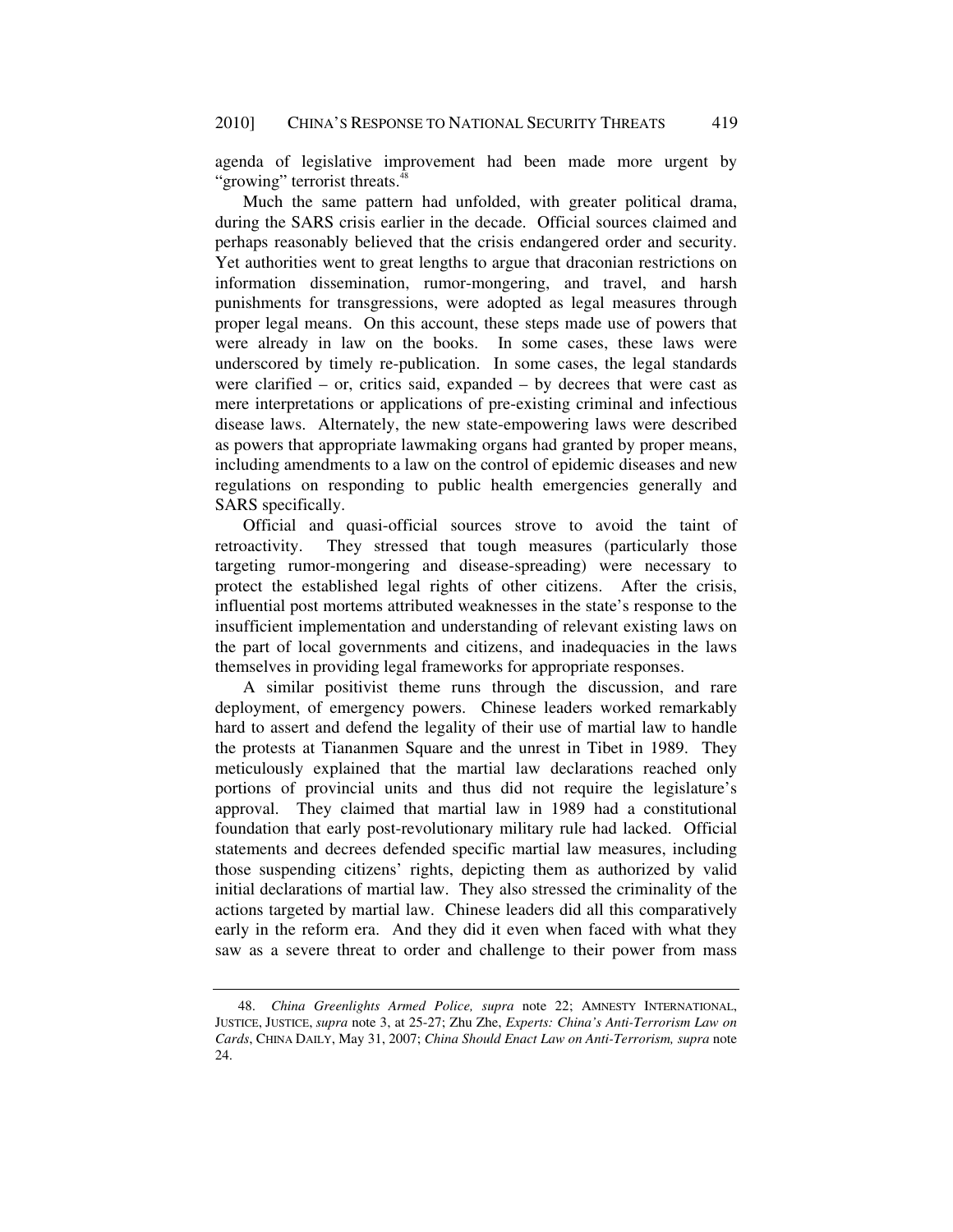agenda of legislative improvement had been made more urgent by "growing" terrorist threats.[48]

Much the same pattern had unfolded, with greater political drama, during the SARS crisis earlier in the decade. Official sources claimed and perhaps reasonably believed that the crisis endangered order and security. Yet authorities went to great lengths to argue that draconian restrictions on information dissemination, rumor-mongering, and travel, and harsh punishments for transgressions, were adopted as legal measures through proper legal means. On this account, these steps made use of powers that were already in law on the books. In some cases, these laws were underscored by timely re-publication. In some cases, the legal standards were clarified – or, critics said, expanded – by decrees that were cast as mere interpretations or applications of pre-existing criminal and infectious disease laws. Alternately, the new state-empowering laws were described as powers that appropriate lawmaking organs had granted by proper means, including amendments to a law on the control of epidemic diseases and new regulations on responding to public health emergencies generally and SARS specifically.

Official and quasi-official sources strove to avoid the taint of retroactivity. They stressed that tough measures (particularly those targeting rumor-mongering and disease-spreading) were necessary to protect the established legal rights of other citizens. After the crisis, influential post mortems attributed weaknesses in the state's response to the insufficient implementation and understanding of relevant existing laws on the part of local governments and citizens, and inadequacies in the laws themselves in providing legal frameworks for appropriate responses.

A similar positivist theme runs through the discussion, and rare deployment, of emergency powers. Chinese leaders worked remarkably hard to assert and defend the legality of their use of martial law to handle the protests at Tiananmen Square and the unrest in Tibet in 1989. They meticulously explained that the martial law declarations reached only portions of provincial units and thus did not require the legislature's approval. They claimed that martial law in 1989 had a constitutional foundation that early post-revolutionary military rule had lacked. Official statements and decrees defended specific martial law measures, including those suspending citizens' rights, depicting them as authorized by valid initial declarations of martial law. They also stressed the criminality of the actions targeted by martial law. Chinese leaders did all this comparatively early in the reform era. And they did it even when faced with what they saw as a severe threat to order and challenge to their power from mass

48. *China Greenlights Armed Police, supra* note 22; AMNESTY INTERNATIONAL, JUSTICE, JUSTICE, *supra* note 3, at 25-27; Zhu Zhe, *Experts: China's Anti-Terrorism Law on Cards*, CHINA DAILY, May 31, 2007; *China Should Enact Law on Anti-Terrorism, supra* note 24.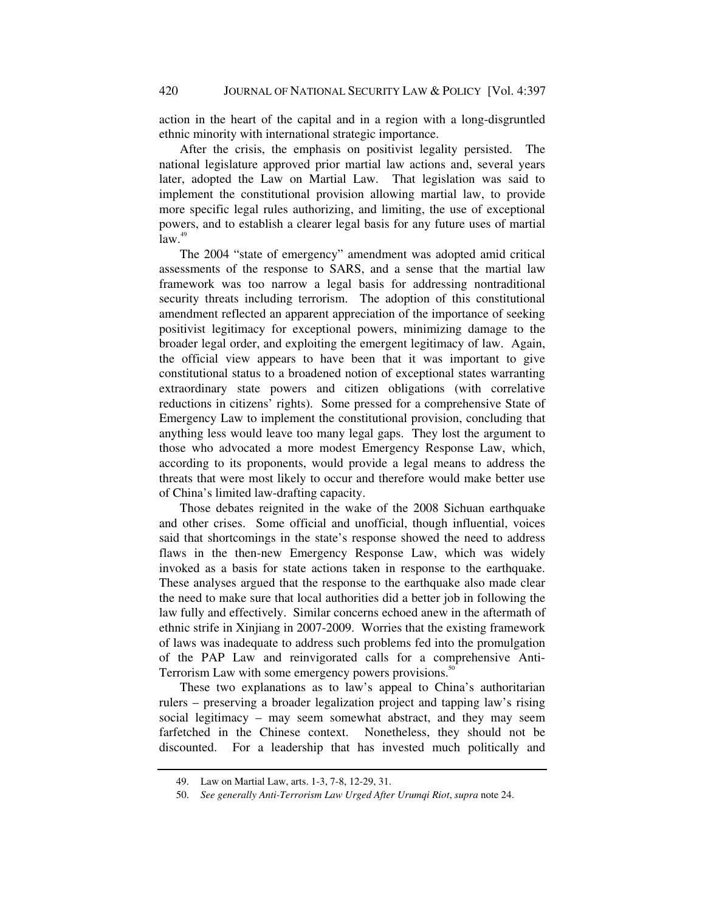action in the heart of the capital and in a region with a long-disgruntled ethnic minority with international strategic importance.

After the crisis, the emphasis on positivist legality persisted. The national legislature approved prior martial law actions and, several years later, adopted the Law on Martial Law. That legislation was said to implement the constitutional provision allowing martial law, to provide more specific legal rules authorizing, and limiting, the use of exceptional powers, and to establish a clearer legal basis for any future uses of martial law.[49]

The 2004 "state of emergency" amendment was adopted amid critical assessments of the response to SARS, and a sense that the martial law framework was too narrow a legal basis for addressing nontraditional security threats including terrorism. The adoption of this constitutional amendment reflected an apparent appreciation of the importance of seeking positivist legitimacy for exceptional powers, minimizing damage to the broader legal order, and exploiting the emergent legitimacy of law. Again, the official view appears to have been that it was important to give constitutional status to a broadened notion of exceptional states warranting extraordinary state powers and citizen obligations (with correlative reductions in citizens' rights). Some pressed for a comprehensive State of Emergency Law to implement the constitutional provision, concluding that anything less would leave too many legal gaps. They lost the argument to those who advocated a more modest Emergency Response Law, which, according to its proponents, would provide a legal means to address the threats that were most likely to occur and therefore would make better use of China's limited law-drafting capacity.

Those debates reignited in the wake of the 2008 Sichuan earthquake and other crises. Some official and unofficial, though influential, voices said that shortcomings in the state's response showed the need to address flaws in the then-new Emergency Response Law, which was widely invoked as a basis for state actions taken in response to the earthquake. These analyses argued that the response to the earthquake also made clear the need to make sure that local authorities did a better job in following the law fully and effectively. Similar concerns echoed anew in the aftermath of ethnic strife in Xinjiang in 2007-2009. Worries that the existing framework of laws was inadequate to address such problems fed into the promulgation of the PAP Law and reinvigorated calls for a comprehensive Anti-Terrorism Law with some emergency powers provisions.[50]

These two explanations as to law's appeal to China's authoritarian rulers – preserving a broader legalization project and tapping law's rising social legitimacy – may seem somewhat abstract, and they may seem farfetched in the Chinese context. Nonetheless, they should not be discounted. For a leadership that has invested much politically and

49. Law on Martial Law, arts. 1-3, 7-8, 12-29, 31.

50. *See generally Anti-Terrorism Law Urged After Urumqi Riot*, *supra* note 24.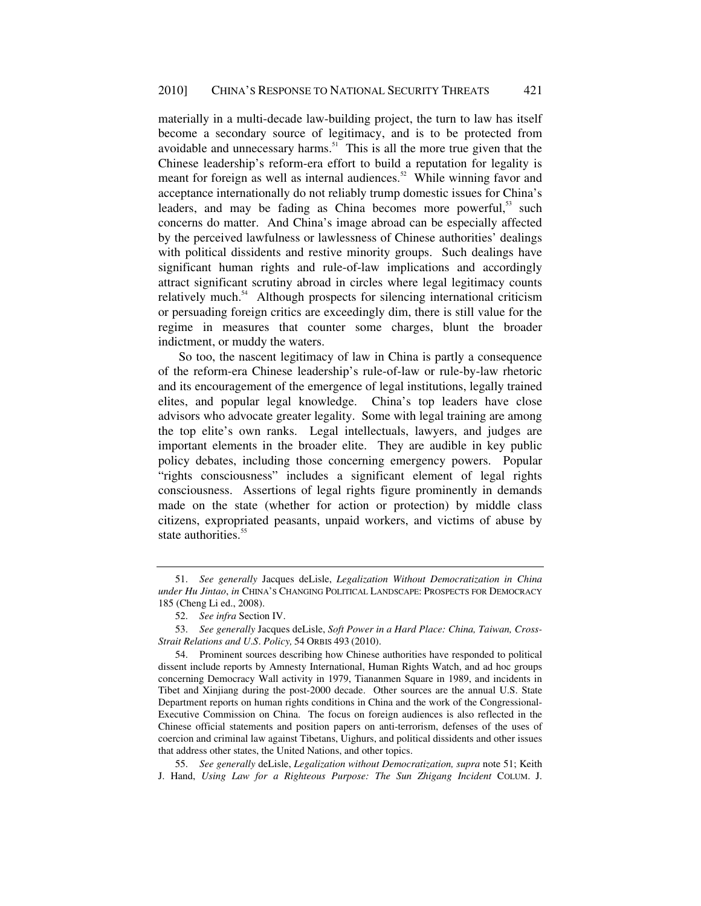materially in a multi-decade law-building project, the turn to law has itself become a secondary source of legitimacy, and is to be protected from avoidable and unnecessary harms.[51] This is all the more true given that the Chinese leadership's reform-era effort to build a reputation for legality is meant for foreign as well as internal audiences.[52] While winning favor and acceptance internationally do not reliably trump domestic issues for China's leaders, and may be fading as China becomes more powerful,[53] such concerns do matter. And China's image abroad can be especially affected by the perceived lawfulness or lawlessness of Chinese authorities' dealings with political dissidents and restive minority groups. Such dealings have significant human rights and rule-of-law implications and accordingly attract significant scrutiny abroad in circles where legal legitimacy counts relatively much.[54] Although prospects for silencing international criticism or persuading foreign critics are exceedingly dim, there is still value for the regime in measures that counter some charges, blunt the broader indictment, or muddy the waters.

So too, the nascent legitimacy of law in China is partly a consequence of the reform-era Chinese leadership's rule-of-law or rule-by-law rhetoric and its encouragement of the emergence of legal institutions, legally trained elites, and popular legal knowledge. China's top leaders have close advisors who advocate greater legality. Some with legal training are among the top elite's own ranks. Legal intellectuals, lawyers, and judges are important elements in the broader elite. They are audible in key public policy debates, including those concerning emergency powers. Popular "rights consciousness" includes a significant element of legal rights consciousness. Assertions of legal rights figure prominently in demands made on the state (whether for action or protection) by middle class citizens, expropriated peasants, unpaid workers, and victims of abuse by state authorities.[55]

---

51. *See generally* Jacques deLisle, *Legalization Without Democratization in China under Hu Jintao*, *in* CHINA'S CHANGING POLITICAL LANDSCAPE: PROSPECTS FOR DEMOCRACY 185 (Cheng Li ed., 2008).

52. *See infra* Section IV.

53. *See generally* Jacques deLisle, *Soft Power in a Hard Place: China, Taiwan, Cross-Strait Relations and U.S. Policy,* 54 ORBIS 493 (2010).

54. Prominent sources describing how Chinese authorities have responded to political dissent include reports by Amnesty International, Human Rights Watch, and ad hoc groups concerning Democracy Wall activity in 1979, Tiananmen Square in 1989, and incidents in Tibet and Xinjiang during the post-2000 decade. Other sources are the annual U.S. State Department reports on human rights conditions in China and the work of the Congressional-Executive Commission on China. The focus on foreign audiences is also reflected in the Chinese official statements and position papers on anti-terrorism, defenses of the uses of coercion and criminal law against Tibetans, Uighurs, and political dissidents and other issues that address other states, the United Nations, and other topics.

55. *See generally* deLisle, *Legalization without Democratization, supra* note 51; Keith J. Hand, *Using Law for a Righteous Purpose: The Sun Zhigang Incident* COLUM. J.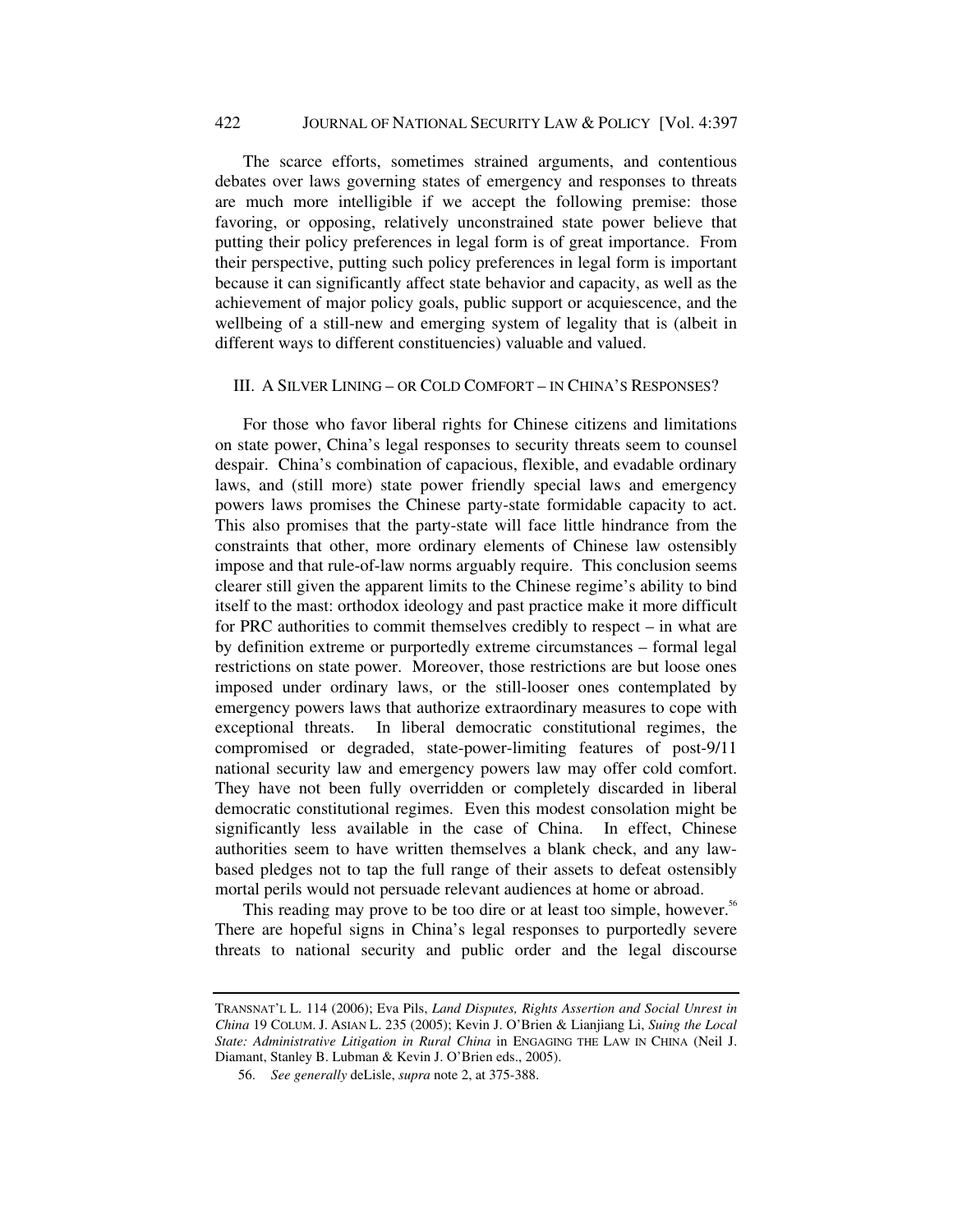The scarce efforts, sometimes strained arguments, and contentious debates over laws governing states of emergency and responses to threats are much more intelligible if we accept the following premise: those favoring, or opposing, relatively unconstrained state power believe that putting their policy preferences in legal form is of great importance. From their perspective, putting such policy preferences in legal form is important because it can significantly affect state behavior and capacity, as well as the achievement of major policy goals, public support or acquiescence, and the wellbeing of a still-new and emerging system of legality that is (albeit in different ways to different constituencies) valuable and valued.

## III. A SILVER LINING – OR COLD COMFORT – IN CHINA'S RESPONSES?

For those who favor liberal rights for Chinese citizens and limitations on state power, China's legal responses to security threats seem to counsel despair. China's combination of capacious, flexible, and evadable ordinary laws, and (still more) state power friendly special laws and emergency powers laws promises the Chinese party-state formidable capacity to act. This also promises that the party-state will face little hindrance from the constraints that other, more ordinary elements of Chinese law ostensibly impose and that rule-of-law norms arguably require. This conclusion seems clearer still given the apparent limits to the Chinese regime's ability to bind itself to the mast: orthodox ideology and past practice make it more difficult for PRC authorities to commit themselves credibly to respect – in what are by definition extreme or purportedly extreme circumstances – formal legal restrictions on state power. Moreover, those restrictions are but loose ones imposed under ordinary laws, or the still-looser ones contemplated by emergency powers laws that authorize extraordinary measures to cope with exceptional threats. In liberal democratic constitutional regimes, the compromised or degraded, state-power-limiting features of post-9/11 national security law and emergency powers law may offer cold comfort. They have not been fully overridden or completely discarded in liberal democratic constitutional regimes. Even this modest consolation might be significantly less available in the case of China. In effect, Chinese authorities seem to have written themselves a blank check, and any law-based pledges not to tap the full range of their assets to defeat ostensibly mortal perils would not persuade relevant audiences at home or abroad.

This reading may prove to be too dire or at least too simple, however.[56] There are hopeful signs in China's legal responses to purportedly severe threats to national security and public order and the legal discourse

---

TRANSNAT'L L. 114 (2006); Eva Pils, *Land Disputes, Rights Assertion and Social Unrest in China* 19 COLUM. J. ASIAN L. 235 (2005); Kevin J. O'Brien & Lianjiang Li, *Suing the Local State: Administrative Litigation in Rural China* in ENGAGING THE LAW IN CHINA (Neil J. Diamant, Stanley B. Lubman & Kevin J. O'Brien eds., 2005).

56. *See generally* deLisle, *supra* note 2, at 375-388.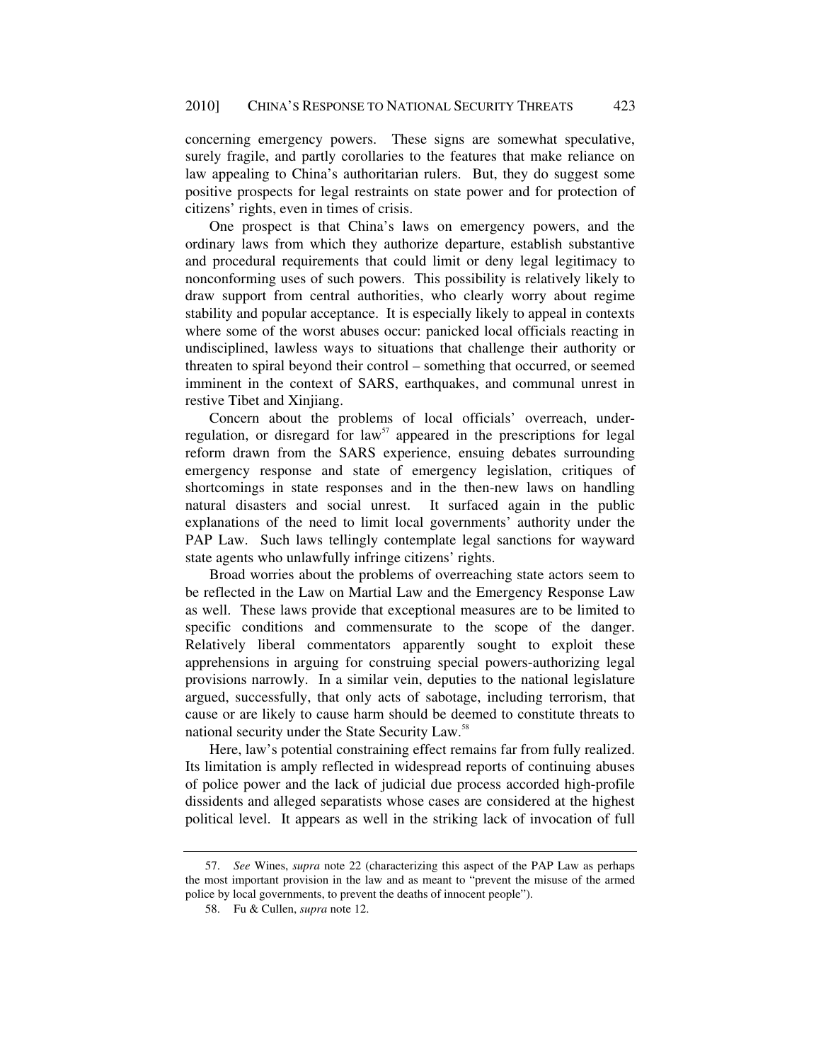concerning emergency powers. These signs are somewhat speculative, surely fragile, and partly corollaries to the features that make reliance on law appealing to China's authoritarian rulers. But, they do suggest some positive prospects for legal restraints on state power and for protection of citizens' rights, even in times of crisis.

One prospect is that China's laws on emergency powers, and the ordinary laws from which they authorize departure, establish substantive and procedural requirements that could limit or deny legal legitimacy to nonconforming uses of such powers. This possibility is relatively likely to draw support from central authorities, who clearly worry about regime stability and popular acceptance. It is especially likely to appeal in contexts where some of the worst abuses occur: panicked local officials reacting in undisciplined, lawless ways to situations that challenge their authority or threaten to spiral beyond their control – something that occurred, or seemed imminent in the context of SARS, earthquakes, and communal unrest in restive Tibet and Xinjiang.

Concern about the problems of local officials' overreach, under-regulation, or disregard for law[57] appeared in the prescriptions for legal reform drawn from the SARS experience, ensuing debates surrounding emergency response and state of emergency legislation, critiques of shortcomings in state responses and in the then-new laws on handling natural disasters and social unrest. It surfaced again in the public explanations of the need to limit local governments' authority under the PAP Law. Such laws tellingly contemplate legal sanctions for wayward state agents who unlawfully infringe citizens' rights.

Broad worries about the problems of overreaching state actors seem to be reflected in the Law on Martial Law and the Emergency Response Law as well. These laws provide that exceptional measures are to be limited to specific conditions and commensurate to the scope of the danger. Relatively liberal commentators apparently sought to exploit these apprehensions in arguing for construing special powers-authorizing legal provisions narrowly. In a similar vein, deputies to the national legislature argued, successfully, that only acts of sabotage, including terrorism, that cause or are likely to cause harm should be deemed to constitute threats to national security under the State Security Law.[58]

Here, law's potential constraining effect remains far from fully realized. Its limitation is amply reflected in widespread reports of continuing abuses of police power and the lack of judicial due process accorded high-profile dissidents and alleged separatists whose cases are considered at the highest political level. It appears as well in the striking lack of invocation of full

---

57. *See* Wines, *supra* note 22 (characterizing this aspect of the PAP Law as perhaps the most important provision in the law and as meant to "prevent the misuse of the armed police by local governments, to prevent the deaths of innocent people").

58. Fu & Cullen, *supra* note 12.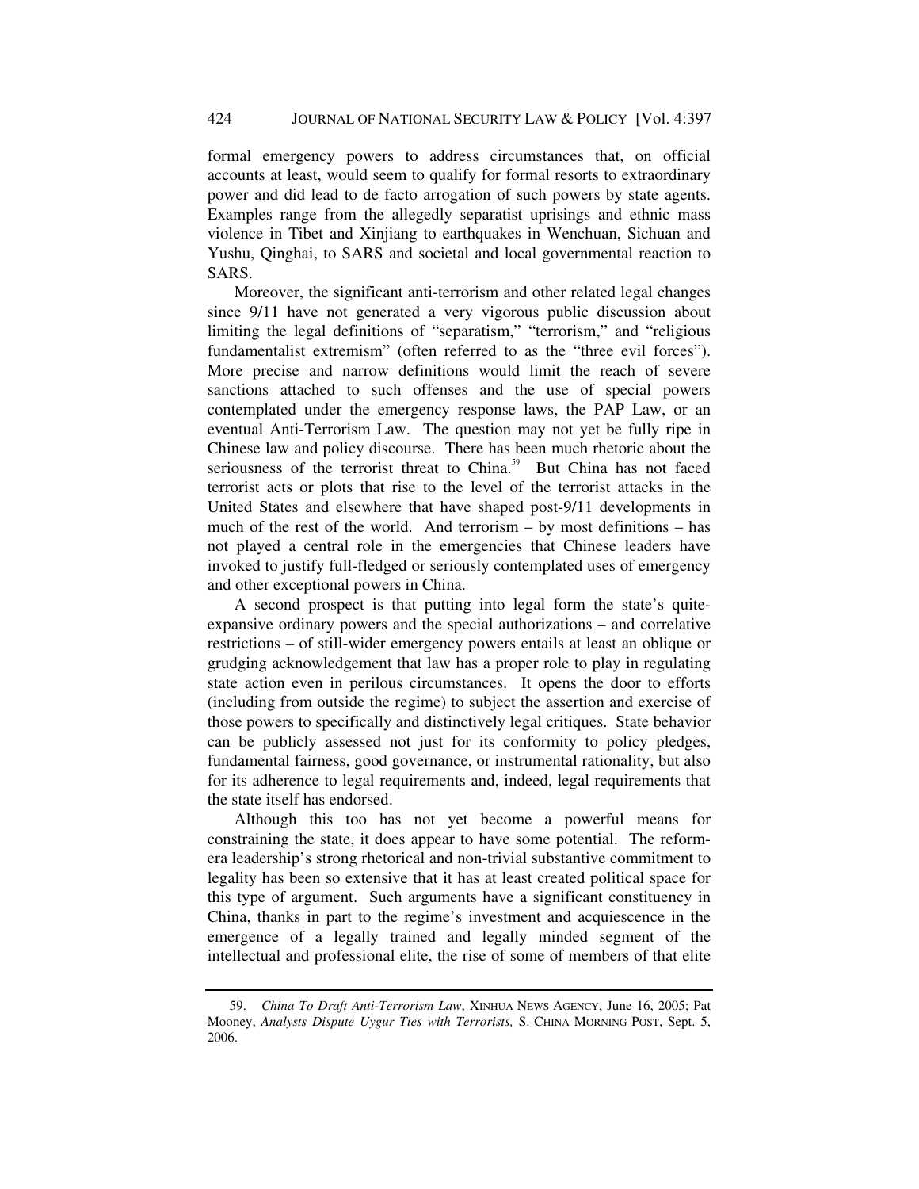formal emergency powers to address circumstances that, on official accounts at least, would seem to qualify for formal resorts to extraordinary power and did lead to de facto arrogation of such powers by state agents. Examples range from the allegedly separatist uprisings and ethnic mass violence in Tibet and Xinjiang to earthquakes in Wenchuan, Sichuan and Yushu, Qinghai, to SARS and societal and local governmental reaction to SARS.

Moreover, the significant anti-terrorism and other related legal changes since 9/11 have not generated a very vigorous public discussion about limiting the legal definitions of "separatism," "terrorism," and "religious fundamentalist extremism" (often referred to as the "three evil forces"). More precise and narrow definitions would limit the reach of severe sanctions attached to such offenses and the use of special powers contemplated under the emergency response laws, the PAP Law, or an eventual Anti-Terrorism Law. The question may not yet be fully ripe in Chinese law and policy discourse. There has been much rhetoric about the seriousness of the terrorist threat to China.[59] But China has not faced terrorist acts or plots that rise to the level of the terrorist attacks in the United States and elsewhere that have shaped post-9/11 developments in much of the rest of the world. And terrorism – by most definitions – has not played a central role in the emergencies that Chinese leaders have invoked to justify full-fledged or seriously contemplated uses of emergency and other exceptional powers in China.

A second prospect is that putting into legal form the state's quite-expansive ordinary powers and the special authorizations – and correlative restrictions – of still-wider emergency powers entails at least an oblique or grudging acknowledgement that law has a proper role to play in regulating state action even in perilous circumstances. It opens the door to efforts (including from outside the regime) to subject the assertion and exercise of those powers to specifically and distinctively legal critiques. State behavior can be publicly assessed not just for its conformity to policy pledges, fundamental fairness, good governance, or instrumental rationality, but also for its adherence to legal requirements and, indeed, legal requirements that the state itself has endorsed.

Although this too has not yet become a powerful means for constraining the state, it does appear to have some potential. The reform-era leadership's strong rhetorical and non-trivial substantive commitment to legality has been so extensive that it has at least created political space for this type of argument. Such arguments have a significant constituency in China, thanks in part to the regime's investment and acquiescence in the emergence of a legally trained and legally minded segment of the intellectual and professional elite, the rise of some of members of that elite

---

59. *China To Draft Anti-Terrorism Law*, XINHUA NEWS AGENCY, June 16, 2005; Pat Mooney, *Analysts Dispute Uygur Ties with Terrorists,* S. CHINA MORNING POST, Sept. 5, 2006.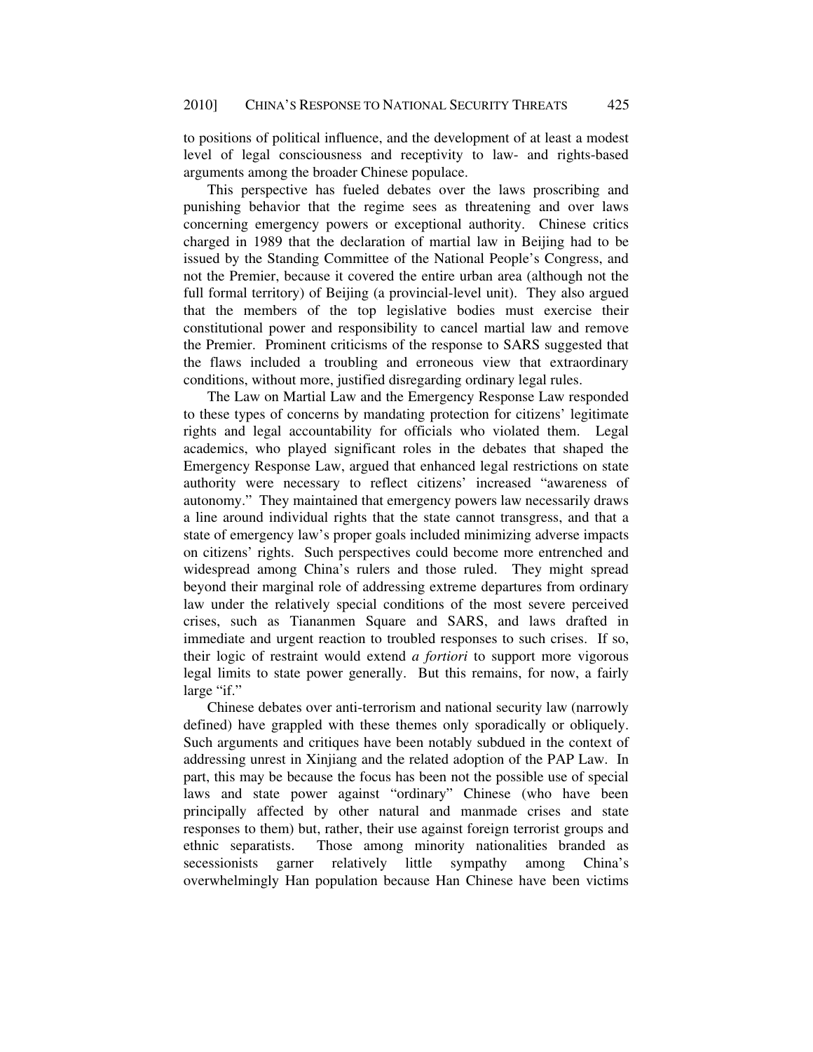to positions of political influence, and the development of at least a modest level of legal consciousness and receptivity to law- and rights-based arguments among the broader Chinese populace.

This perspective has fueled debates over the laws proscribing and punishing behavior that the regime sees as threatening and over laws concerning emergency powers or exceptional authority. Chinese critics charged in 1989 that the declaration of martial law in Beijing had to be issued by the Standing Committee of the National People's Congress, and not the Premier, because it covered the entire urban area (although not the full formal territory) of Beijing (a provincial-level unit). They also argued that the members of the top legislative bodies must exercise their constitutional power and responsibility to cancel martial law and remove the Premier. Prominent criticisms of the response to SARS suggested that the flaws included a troubling and erroneous view that extraordinary conditions, without more, justified disregarding ordinary legal rules.

The Law on Martial Law and the Emergency Response Law responded to these types of concerns by mandating protection for citizens' legitimate rights and legal accountability for officials who violated them. Legal academics, who played significant roles in the debates that shaped the Emergency Response Law, argued that enhanced legal restrictions on state authority were necessary to reflect citizens' increased "awareness of autonomy." They maintained that emergency powers law necessarily draws a line around individual rights that the state cannot transgress, and that a state of emergency law's proper goals included minimizing adverse impacts on citizens' rights. Such perspectives could become more entrenched and widespread among China's rulers and those ruled. They might spread beyond their marginal role of addressing extreme departures from ordinary law under the relatively special conditions of the most severe perceived crises, such as Tiananmen Square and SARS, and laws drafted in immediate and urgent reaction to troubled responses to such crises. If so, their logic of restraint would extend *a fortiori* to support more vigorous legal limits to state power generally. But this remains, for now, a fairly large "if."

Chinese debates over anti-terrorism and national security law (narrowly defined) have grappled with these themes only sporadically or obliquely. Such arguments and critiques have been notably subdued in the context of addressing unrest in Xinjiang and the related adoption of the PAP Law. In part, this may be because the focus has been not the possible use of special laws and state power against "ordinary" Chinese (who have been principally affected by other natural and manmade crises and state responses to them) but, rather, their use against foreign terrorist groups and ethnic separatists. Those among minority nationalities branded as secessionists garner relatively little sympathy among China's overwhelmingly Han population because Han Chinese have been victims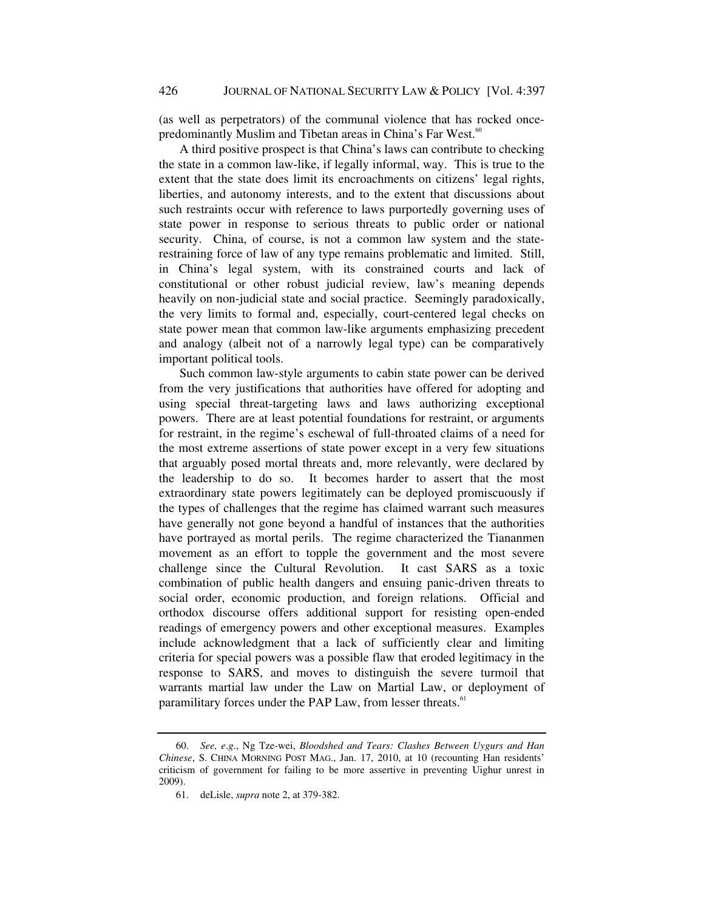(as well as perpetrators) of the communal violence that has rocked once-predominantly Muslim and Tibetan areas in China's Far West.[60]

A third positive prospect is that China's laws can contribute to checking the state in a common law-like, if legally informal, way. This is true to the extent that the state does limit its encroachments on citizens' legal rights, liberties, and autonomy interests, and to the extent that discussions about such restraints occur with reference to laws purportedly governing uses of state power in response to serious threats to public order or national security. China, of course, is not a common law system and the state-restraining force of law of any type remains problematic and limited. Still, in China's legal system, with its constrained courts and lack of constitutional or other robust judicial review, law's meaning depends heavily on non-judicial state and social practice. Seemingly paradoxically, the very limits to formal and, especially, court-centered legal checks on state power mean that common law-like arguments emphasizing precedent and analogy (albeit not of a narrowly legal type) can be comparatively important political tools.

Such common law-style arguments to cabin state power can be derived from the very justifications that authorities have offered for adopting and using special threat-targeting laws and laws authorizing exceptional powers. There are at least potential foundations for restraint, or arguments for restraint, in the regime's eschewal of full-throated claims of a need for the most extreme assertions of state power except in a very few situations that arguably posed mortal threats and, more relevantly, were declared by the leadership to do so. It becomes harder to assert that the most extraordinary state powers legitimately can be deployed promiscuously if the types of challenges that the regime has claimed warrant such measures have generally not gone beyond a handful of instances that the authorities have portrayed as mortal perils. The regime characterized the Tiananmen movement as an effort to topple the government and the most severe challenge since the Cultural Revolution. It cast SARS as a toxic combination of public health dangers and ensuing panic-driven threats to social order, economic production, and foreign relations. Official and orthodox discourse offers additional support for resisting open-ended readings of emergency powers and other exceptional measures. Examples include acknowledgment that a lack of sufficiently clear and limiting criteria for special powers was a possible flaw that eroded legitimacy in the response to SARS, and moves to distinguish the severe turmoil that warrants martial law under the Law on Martial Law, or deployment of paramilitary forces under the PAP Law, from lesser threats.[61]

---

60. *See, e.g.*, Ng Tze-wei, *Bloodshed and Tears: Clashes Between Uygurs and Han Chinese*, S. CHINA MORNING POST MAG., Jan. 17, 2010, at 10 (recounting Han residents' criticism of government for failing to be more assertive in preventing Uighur unrest in 2009).

61. deLisle, *supra* note 2, at 379-382.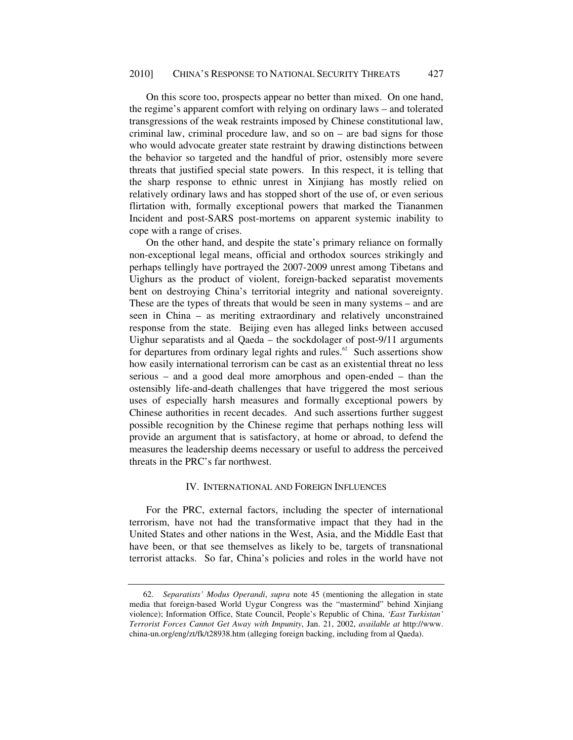On this score too, prospects appear no better than mixed. On one hand, the regime's apparent comfort with relying on ordinary laws – and tolerated transgressions of the weak restraints imposed by Chinese constitutional law, criminal law, criminal procedure law, and so on – are bad signs for those who would advocate greater state restraint by drawing distinctions between the behavior so targeted and the handful of prior, ostensibly more severe threats that justified special state powers. In this respect, it is telling that the sharp response to ethnic unrest in Xinjiang has mostly relied on relatively ordinary laws and has stopped short of the use of, or even serious flirtation with, formally exceptional powers that marked the Tiananmen Incident and post-SARS post-mortems on apparent systemic inability to cope with a range of crises.

On the other hand, and despite the state's primary reliance on formally non-exceptional legal means, official and orthodox sources strikingly and perhaps tellingly have portrayed the 2007-2009 unrest among Tibetans and Uighurs as the product of violent, foreign-backed separatist movements bent on destroying China's territorial integrity and national sovereignty. These are the types of threats that would be seen in many systems – and are seen in China – as meriting extraordinary and relatively unconstrained response from the state. Beijing even has alleged links between accused Uighur separatists and al Qaeda – the sockdolager of post-9/11 arguments for departures from ordinary legal rights and rules.[62] Such assertions show how easily international terrorism can be cast as an existential threat no less serious – and a good deal more amorphous and open-ended – than the ostensibly life-and-death challenges that have triggered the most serious uses of especially harsh measures and formally exceptional powers by Chinese authorities in recent decades. And such assertions further suggest possible recognition by the Chinese regime that perhaps nothing less will provide an argument that is satisfactory, at home or abroad, to defend the measures the leadership deems necessary or useful to address the perceived threats in the PRC's far northwest.

## IV. International and Foreign Influences

For the PRC, external factors, including the specter of international terrorism, have not had the transformative impact that they had in the United States and other nations in the West, Asia, and the Middle East that have been, or that see themselves as likely to be, targets of transnational terrorist attacks. So far, China's policies and roles in the world have not

---

62. *Separatists' Modus Operandi*, *supra* note 45 (mentioning the allegation in state media that foreign-based World Uygur Congress was the "mastermind" behind Xinjiang violence); Information Office, State Council, People's Republic of China, *'East Turkistan' Terrorist Forces Cannot Get Away with Impunity*, Jan. 21, 2002, *available at* http://www.china-un.org/eng/zt/fk/t28938.htm (alleging foreign backing, including from al Qaeda).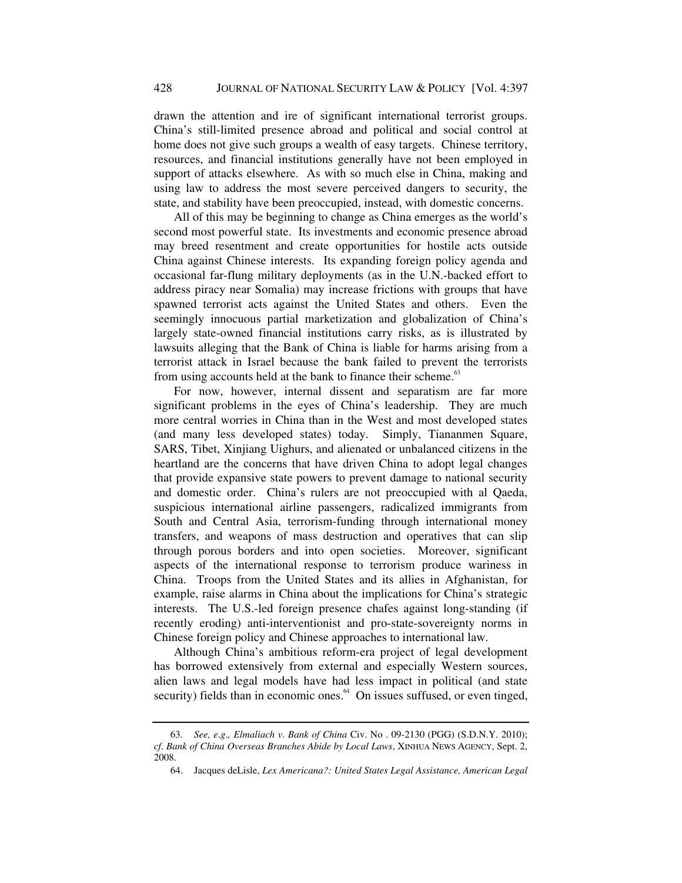drawn the attention and ire of significant international terrorist groups. China's still-limited presence abroad and political and social control at home does not give such groups a wealth of easy targets. Chinese territory, resources, and financial institutions generally have not been employed in support of attacks elsewhere. As with so much else in China, making and using law to address the most severe perceived dangers to security, the state, and stability have been preoccupied, instead, with domestic concerns.

All of this may be beginning to change as China emerges as the world's second most powerful state. Its investments and economic presence abroad may breed resentment and create opportunities for hostile acts outside China against Chinese interests. Its expanding foreign policy agenda and occasional far-flung military deployments (as in the U.N.-backed effort to address piracy near Somalia) may increase frictions with groups that have spawned terrorist acts against the United States and others. Even the seemingly innocuous partial marketization and globalization of China's largely state-owned financial institutions carry risks, as is illustrated by lawsuits alleging that the Bank of China is liable for harms arising from a terrorist attack in Israel because the bank failed to prevent the terrorists from using accounts held at the bank to finance their scheme.[63]

For now, however, internal dissent and separatism are far more significant problems in the eyes of China's leadership. They are much more central worries in China than in the West and most developed states (and many less developed states) today. Simply, Tiananmen Square, SARS, Tibet, Xinjiang Uighurs, and alienated or unbalanced citizens in the heartland are the concerns that have driven China to adopt legal changes that provide expansive state powers to prevent damage to national security and domestic order. China's rulers are not preoccupied with al Qaeda, suspicious international airline passengers, radicalized immigrants from South and Central Asia, terrorism-funding through international money transfers, and weapons of mass destruction and operatives that can slip through porous borders and into open societies. Moreover, significant aspects of the international response to terrorism produce wariness in China. Troops from the United States and its allies in Afghanistan, for example, raise alarms in China about the implications for China's strategic interests. The U.S.-led foreign presence chafes against long-standing (if recently eroding) anti-interventionist and pro-state-sovereignty norms in Chinese foreign policy and Chinese approaches to international law.

Although China's ambitious reform-era project of legal development has borrowed extensively from external and especially Western sources, alien laws and legal models have had less impact in political (and state security) fields than in economic ones.[64] On issues suffused, or even tinged,

---

63. *See, e.g., Elmaliach v. Bank of China* Civ. No . 09-2130 (PGG) (S.D.N.Y. 2010); *cf. Bank of China Overseas Branches Abide by Local Laws*, XINHUA NEWS AGENCY, Sept. 2, 2008.

64. Jacques deLisle, *Lex Americana?: United States Legal Assistance, American Legal*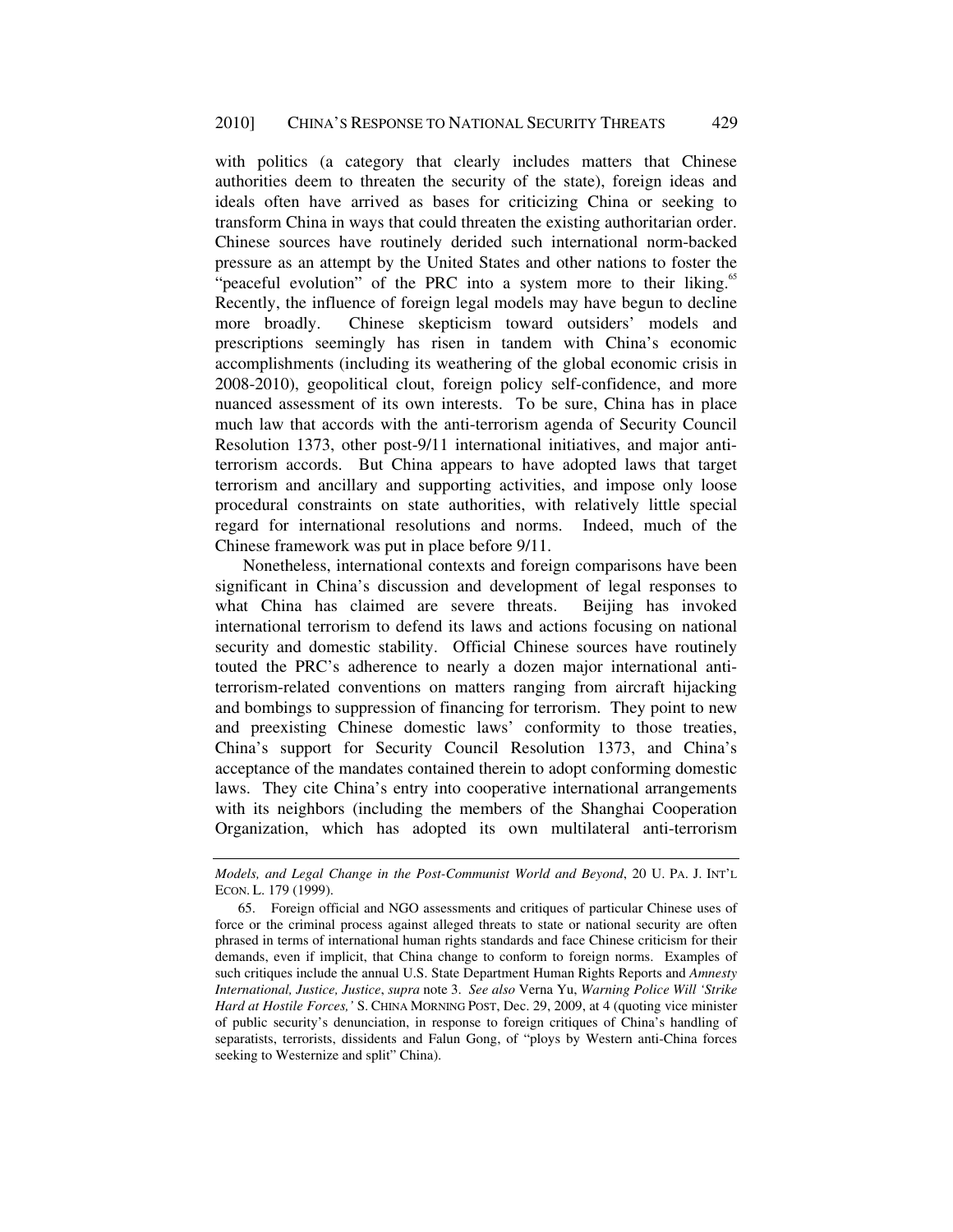with politics (a category that clearly includes matters that Chinese authorities deem to threaten the security of the state), foreign ideas and ideals often have arrived as bases for criticizing China or seeking to transform China in ways that could threaten the existing authoritarian order. Chinese sources have routinely derided such international norm-backed pressure as an attempt by the United States and other nations to foster the "peaceful evolution" of the PRC into a system more to their liking.[65] Recently, the influence of foreign legal models may have begun to decline more broadly. Chinese skepticism toward outsiders' models and prescriptions seemingly has risen in tandem with China's economic accomplishments (including its weathering of the global economic crisis in 2008-2010), geopolitical clout, foreign policy self-confidence, and more nuanced assessment of its own interests. To be sure, China has in place much law that accords with the anti-terrorism agenda of Security Council Resolution 1373, other post-9/11 international initiatives, and major anti-terrorism accords. But China appears to have adopted laws that target terrorism and ancillary and supporting activities, and impose only loose procedural constraints on state authorities, with relatively little special regard for international resolutions and norms. Indeed, much of the Chinese framework was put in place before 9/11.

Nonetheless, international contexts and foreign comparisons have been significant in China's discussion and development of legal responses to what China has claimed are severe threats. Beijing has invoked international terrorism to defend its laws and actions focusing on national security and domestic stability. Official Chinese sources have routinely touted the PRC's adherence to nearly a dozen major international anti-terrorism-related conventions on matters ranging from aircraft hijacking and bombings to suppression of financing for terrorism. They point to new and preexisting Chinese domestic laws' conformity to those treaties, China's support for Security Council Resolution 1373, and China's acceptance of the mandates contained therein to adopt conforming domestic laws. They cite China's entry into cooperative international arrangements with its neighbors (including the members of the Shanghai Cooperation Organization, which has adopted its own multilateral anti-terrorism

---

*Models, and Legal Change in the Post-Communist World and Beyond*, 20 U. PA. J. INT'L ECON. L. 179 (1999).

65. Foreign official and NGO assessments and critiques of particular Chinese uses of force or the criminal process against alleged threats to state or national security are often phrased in terms of international human rights standards and face Chinese criticism for their demands, even if implicit, that China change to conform to foreign norms. Examples of such critiques include the annual U.S. State Department Human Rights Reports and *Amnesty International, Justice, Justice*, *supra* note 3. *See also* Verna Yu, *Warning Police Will 'Strike Hard at Hostile Forces,'* S. CHINA MORNING POST, Dec. 29, 2009, at 4 (quoting vice minister of public security's denunciation, in response to foreign critiques of China's handling of separatists, terrorists, dissidents and Falun Gong, of "ploys by Western anti-China forces seeking to Westernize and split" China).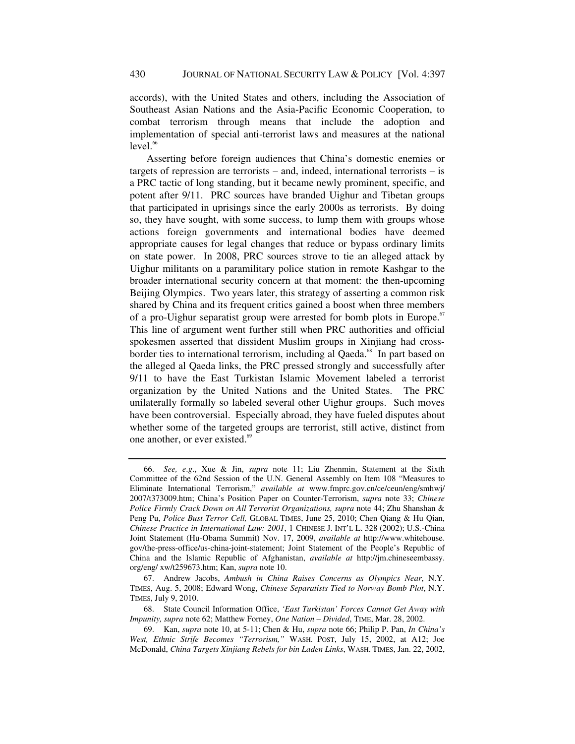accords), with the United States and others, including the Association of Southeast Asian Nations and the Asia-Pacific Economic Cooperation, to combat terrorism through means that include the adoption and implementation of special anti-terrorist laws and measures at the national level.[66]

Asserting before foreign audiences that China's domestic enemies or targets of repression are terrorists – and, indeed, international terrorists – is a PRC tactic of long standing, but it became newly prominent, specific, and potent after 9/11. PRC sources have branded Uighur and Tibetan groups that participated in uprisings since the early 2000s as terrorists. By doing so, they have sought, with some success, to lump them with groups whose actions foreign governments and international bodies have deemed appropriate causes for legal changes that reduce or bypass ordinary limits on state power. In 2008, PRC sources strove to tie an alleged attack by Uighur militants on a paramilitary police station in remote Kashgar to the broader international security concern at that moment: the then-upcoming Beijing Olympics. Two years later, this strategy of asserting a common risk shared by China and its frequent critics gained a boost when three members of a pro-Uighur separatist group were arrested for bomb plots in Europe.[67] This line of argument went further still when PRC authorities and official spokesmen asserted that dissident Muslim groups in Xinjiang had cross-border ties to international terrorism, including al Qaeda.[68] In part based on the alleged al Qaeda links, the PRC pressed strongly and successfully after 9/11 to have the East Turkistan Islamic Movement labeled a terrorist organization by the United Nations and the United States. The PRC unilaterally formally so labeled several other Uighur groups. Such moves have been controversial. Especially abroad, they have fueled disputes about whether some of the targeted groups are terrorist, still active, distinct from one another, or ever existed.[69]

---

66. *See, e.g.*, Xue & Jin, *supra* note 11; Liu Zhenmin, Statement at the Sixth Committee of the 62nd Session of the U.N. General Assembly on Item 108 "Measures to Eliminate International Terrorism," *available at* www.fmprc.gov.cn/ce/ceun/eng/smhwj/2007/t373009.htm; China's Position Paper on Counter-Terrorism, *supra* note 33; *Chinese Police Firmly Crack Down on All Terrorist Organizations, supra* note 44; Zhu Shanshan & Peng Pu, *Police Bust Terror Cell,* GLOBAL TIMES, June 25, 2010; Chen Qiang & Hu Qian, *Chinese Practice in International Law: 2001*, 1 CHINESE J. INT'L L. 328 (2002); U.S.-China Joint Statement (Hu-Obama Summit) Nov. 17, 2009, *available at* http://www.whitehouse.gov/the-press-office/us-china-joint-statement; Joint Statement of the People's Republic of China and the Islamic Republic of Afghanistan, *available at* http://jm.chineseembassy.org/eng/ xw/t259673.htm; Kan, *supra* note 10.

67. Andrew Jacobs, *Ambush in China Raises Concerns as Olympics Near*, N.Y. TIMES, Aug. 5, 2008; Edward Wong, *Chinese Separatists Tied to Norway Bomb Plot*, N.Y. TIMES, July 9, 2010.

68. State Council Information Office, *'East Turkistan' Forces Cannot Get Away with Impunity, supra* note 62; Matthew Forney, *One Nation – Divided*, TIME, Mar. 28, 2002.

69. Kan, *supra* note 10, at 5-11; Chen & Hu, *supra* note 66; Philip P. Pan, *In China's West, Ethnic Strife Becomes "Terrorism,"* WASH. POST, July 15, 2002, at A12; Joe McDonald, *China Targets Xinjiang Rebels for bin Laden Links*, WASH. TIMES, Jan. 22, 2002,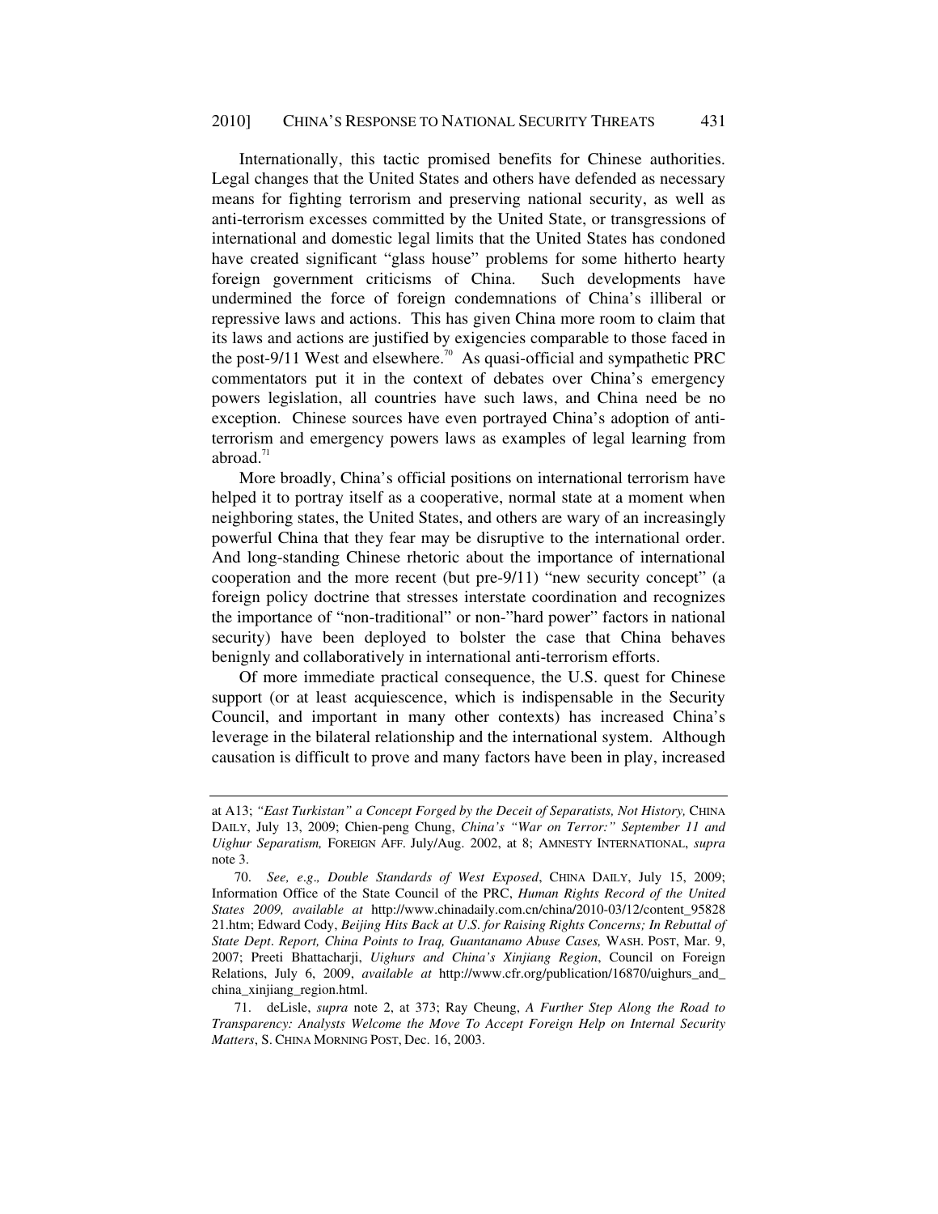Internationally, this tactic promised benefits for Chinese authorities. Legal changes that the United States and others have defended as necessary means for fighting terrorism and preserving national security, as well as anti-terrorism excesses committed by the United State, or transgressions of international and domestic legal limits that the United States has condoned have created significant "glass house" problems for some hitherto hearty foreign government criticisms of China. Such developments have undermined the force of foreign condemnations of China's illiberal or repressive laws and actions. This has given China more room to claim that its laws and actions are justified by exigencies comparable to those faced in the post-9/11 West and elsewhere.[70] As quasi-official and sympathetic PRC commentators put it in the context of debates over China's emergency powers legislation, all countries have such laws, and China need be no exception. Chinese sources have even portrayed China's adoption of anti-terrorism and emergency powers laws as examples of legal learning from abroad.[71]

More broadly, China's official positions on international terrorism have helped it to portray itself as a cooperative, normal state at a moment when neighboring states, the United States, and others are wary of an increasingly powerful China that they fear may be disruptive to the international order. And long-standing Chinese rhetoric about the importance of international cooperation and the more recent (but pre-9/11) "new security concept" (a foreign policy doctrine that stresses interstate coordination and recognizes the importance of "non-traditional" or non-"hard power" factors in national security) have been deployed to bolster the case that China behaves benignly and collaboratively in international anti-terrorism efforts.

Of more immediate practical consequence, the U.S. quest for Chinese support (or at least acquiescence, which is indispensable in the Security Council, and important in many other contexts) has increased China's leverage in the bilateral relationship and the international system. Although causation is difficult to prove and many factors have been in play, increased

---

at A13; *"East Turkistan" a Concept Forged by the Deceit of Separatists, Not History,* CHINA DAILY, July 13, 2009; Chien-peng Chung, *China's "War on Terror:" September 11 and Uighur Separatism,* FOREIGN AFF. July/Aug. 2002, at 8; AMNESTY INTERNATIONAL, *supra* note 3.

70. *See, e.g., Double Standards of West Exposed*, CHINA DAILY, July 15, 2009; Information Office of the State Council of the PRC, *Human Rights Record of the United States 2009, available at* http://www.chinadaily.com.cn/china/2010-03/12/content_9582821.htm; Edward Cody, *Beijing Hits Back at U.S. for Raising Rights Concerns; In Rebuttal of State Dept. Report, China Points to Iraq, Guantanamo Abuse Cases,* WASH. POST, Mar. 9, 2007; Preeti Bhattacharji, *Uighurs and China's Xinjiang Region*, Council on Foreign Relations, July 6, 2009, *available at* http://www.cfr.org/publication/16870/uighurs_and_china_xinjiang_region.html.

71. deLisle, *supra* note 2, at 373; Ray Cheung, *A Further Step Along the Road to Transparency: Analysts Welcome the Move To Accept Foreign Help on Internal Security Matters*, S. CHINA MORNING POST, Dec. 16, 2003.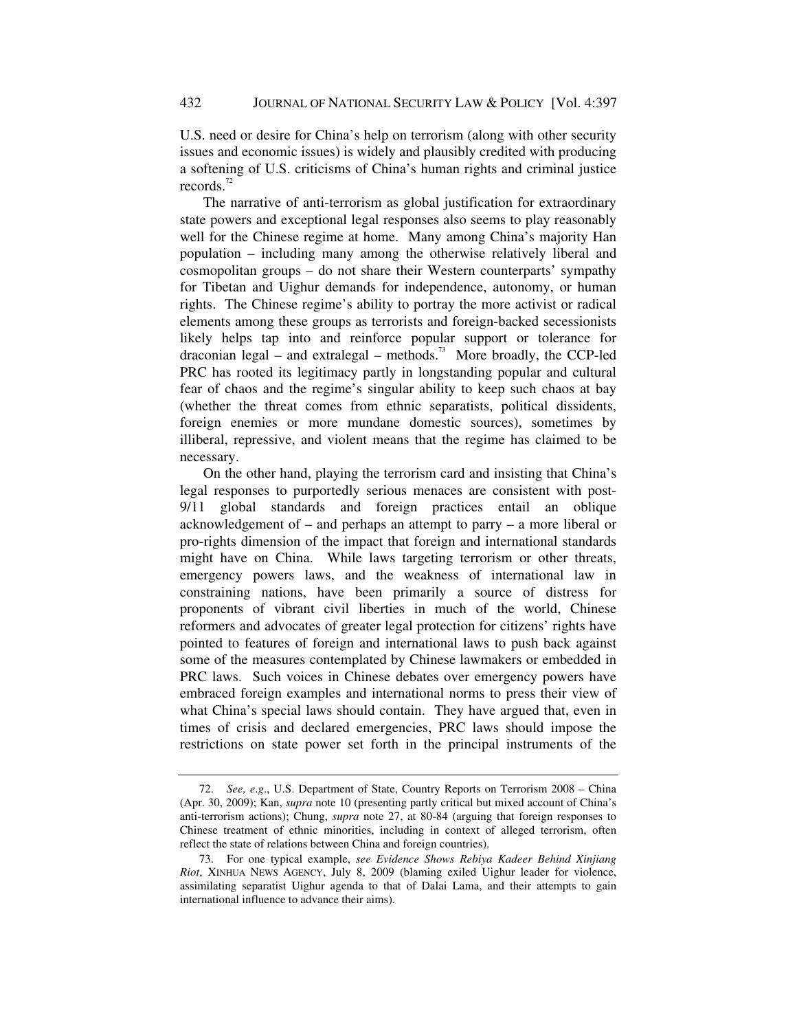U.S. need or desire for China's help on terrorism (along with other security issues and economic issues) is widely and plausibly credited with producing a softening of U.S. criticisms of China's human rights and criminal justice records.[72]

The narrative of anti-terrorism as global justification for extraordinary state powers and exceptional legal responses also seems to play reasonably well for the Chinese regime at home. Many among China's majority Han population – including many among the otherwise relatively liberal and cosmopolitan groups – do not share their Western counterparts' sympathy for Tibetan and Uighur demands for independence, autonomy, or human rights. The Chinese regime's ability to portray the more activist or radical elements among these groups as terrorists and foreign-backed secessionists likely helps tap into and reinforce popular support or tolerance for draconian legal – and extralegal – methods.[73] More broadly, the CCP-led PRC has rooted its legitimacy partly in longstanding popular and cultural fear of chaos and the regime's singular ability to keep such chaos at bay (whether the threat comes from ethnic separatists, political dissidents, foreign enemies or more mundane domestic sources), sometimes by illiberal, repressive, and violent means that the regime has claimed to be necessary.

On the other hand, playing the terrorism card and insisting that China's legal responses to purportedly serious menaces are consistent with post-9/11 global standards and foreign practices entail an oblique acknowledgement of – and perhaps an attempt to parry – a more liberal or pro-rights dimension of the impact that foreign and international standards might have on China. While laws targeting terrorism or other threats, emergency powers laws, and the weakness of international law in constraining nations, have been primarily a source of distress for proponents of vibrant civil liberties in much of the world, Chinese reformers and advocates of greater legal protection for citizens' rights have pointed to features of foreign and international laws to push back against some of the measures contemplated by Chinese lawmakers or embedded in PRC laws. Such voices in Chinese debates over emergency powers have embraced foreign examples and international norms to press their view of what China's special laws should contain. They have argued that, even in times of crisis and declared emergencies, PRC laws should impose the restrictions on state power set forth in the principal instruments of the

---

72. *See, e.g*., U.S. Department of State, Country Reports on Terrorism 2008 – China (Apr. 30, 2009); Kan, *supra* note 10 (presenting partly critical but mixed account of China's anti-terrorism actions); Chung, *supra* note 27, at 80-84 (arguing that foreign responses to Chinese treatment of ethnic minorities, including in context of alleged terrorism, often reflect the state of relations between China and foreign countries).

73. For one typical example, *see Evidence Shows Rebiya Kadeer Behind Xinjiang Riot*, XINHUA NEWS AGENCY, July 8, 2009 (blaming exiled Uighur leader for violence, assimilating separatist Uighur agenda to that of Dalai Lama, and their attempts to gain international influence to advance their aims).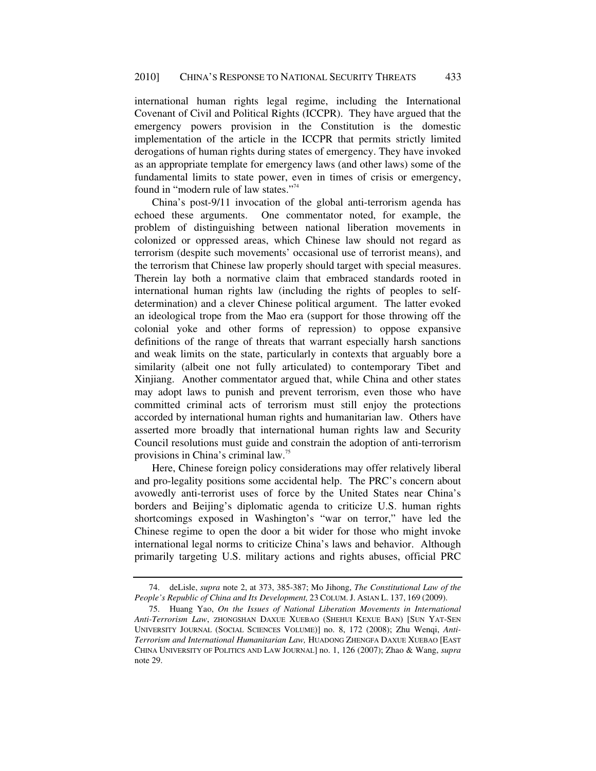international human rights legal regime, including the International Covenant of Civil and Political Rights (ICCPR). They have argued that the emergency powers provision in the Constitution is the domestic implementation of the article in the ICCPR that permits strictly limited derogations of human rights during states of emergency. They have invoked as an appropriate template for emergency laws (and other laws) some of the fundamental limits to state power, even in times of crisis or emergency, found in "modern rule of law states."[74]

China's post-9/11 invocation of the global anti-terrorism agenda has echoed these arguments. One commentator noted, for example, the problem of distinguishing between national liberation movements in colonized or oppressed areas, which Chinese law should not regard as terrorism (despite such movements' occasional use of terrorist means), and the terrorism that Chinese law properly should target with special measures. Therein lay both a normative claim that embraced standards rooted in international human rights law (including the rights of peoples to self-determination) and a clever Chinese political argument. The latter evoked an ideological trope from the Mao era (support for those throwing off the colonial yoke and other forms of repression) to oppose expansive definitions of the range of threats that warrant especially harsh sanctions and weak limits on the state, particularly in contexts that arguably bore a similarity (albeit one not fully articulated) to contemporary Tibet and Xinjiang. Another commentator argued that, while China and other states may adopt laws to punish and prevent terrorism, even those who have committed criminal acts of terrorism must still enjoy the protections accorded by international human rights and humanitarian law. Others have asserted more broadly that international human rights law and Security Council resolutions must guide and constrain the adoption of anti-terrorism provisions in China's criminal law.[75]

Here, Chinese foreign policy considerations may offer relatively liberal and pro-legality positions some accidental help. The PRC's concern about avowedly anti-terrorist uses of force by the United States near China's borders and Beijing's diplomatic agenda to criticize U.S. human rights shortcomings exposed in Washington's "war on terror," have led the Chinese regime to open the door a bit wider for those who might invoke international legal norms to criticize China's laws and behavior. Although primarily targeting U.S. military actions and rights abuses, official PRC

---

74. deLisle, *supra* note 2, at 373, 385-387; Mo Jihong, *The Constitutional Law of the People's Republic of China and Its Development,* 23 COLUM. J. ASIAN L. 137, 169 (2009).

75. Huang Yao, *On the Issues of National Liberation Movements in International Anti-Terrorism Law*, ZHONGSHAN DAXUE XUEBAO (SHEHUI KEXUE BAN) [SUN YAT-SEN UNIVERSITY JOURNAL (SOCIAL SCIENCES VOLUME)] no. 8, 172 (2008); Zhu Wenqi, *Anti-Terrorism and International Humanitarian Law,* HUADONG ZHENGFA DAXUE XUEBAO [EAST CHINA UNIVERSITY OF POLITICS AND LAW JOURNAL] no. 1, 126 (2007); Zhao & Wang, *supra* note 29.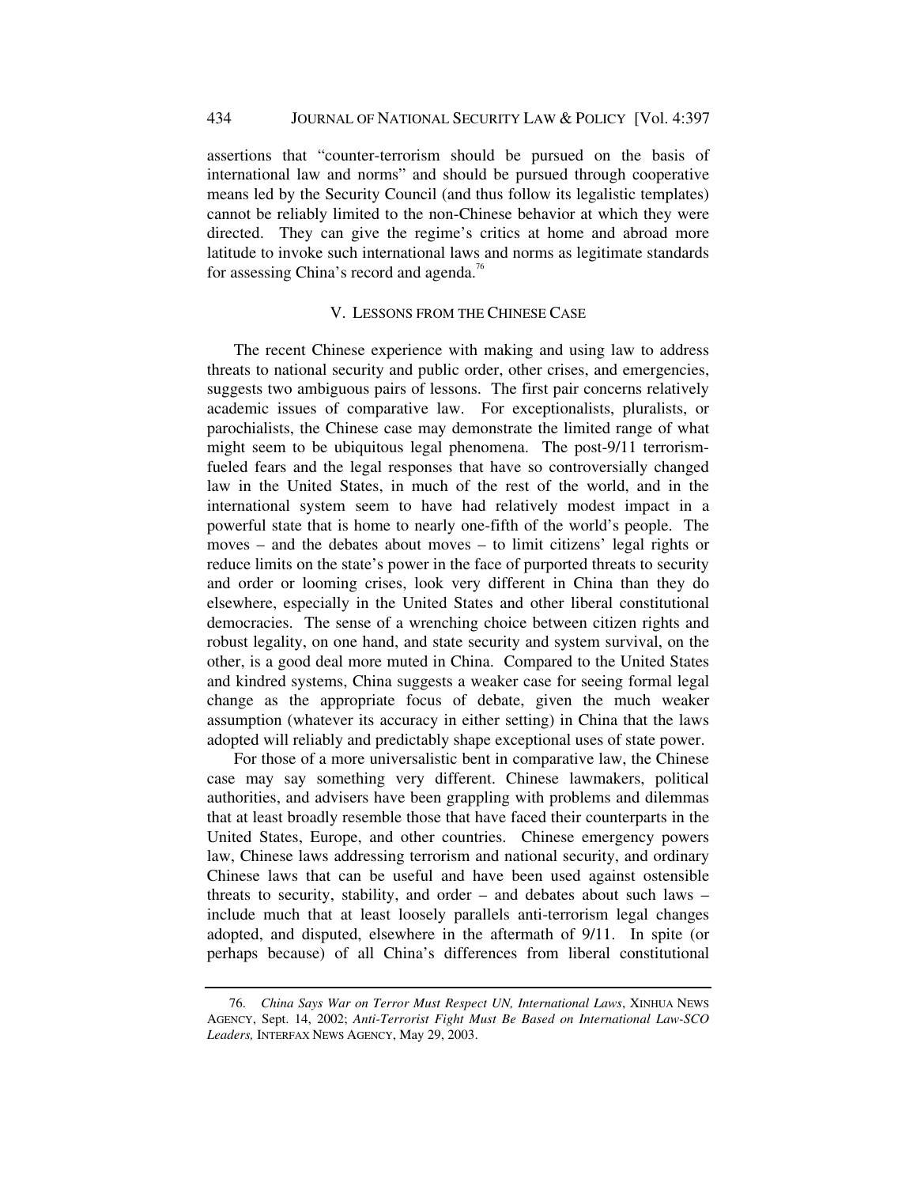assertions that "counter-terrorism should be pursued on the basis of international law and norms" and should be pursued through cooperative means led by the Security Council (and thus follow its legalistic templates) cannot be reliably limited to the non-Chinese behavior at which they were directed. They can give the regime's critics at home and abroad more latitude to invoke such international laws and norms as legitimate standards for assessing China's record and agenda.[76]

## V. LESSONS FROM THE CHINESE CASE

The recent Chinese experience with making and using law to address threats to national security and public order, other crises, and emergencies, suggests two ambiguous pairs of lessons. The first pair concerns relatively academic issues of comparative law. For exceptionalists, pluralists, or parochialists, the Chinese case may demonstrate the limited range of what might seem to be ubiquitous legal phenomena. The post-9/11 terrorism-fueled fears and the legal responses that have so controversially changed law in the United States, in much of the rest of the world, and in the international system seem to have had relatively modest impact in a powerful state that is home to nearly one-fifth of the world's people. The moves – and the debates about moves – to limit citizens' legal rights or reduce limits on the state's power in the face of purported threats to security and order or looming crises, look very different in China than they do elsewhere, especially in the United States and other liberal constitutional democracies. The sense of a wrenching choice between citizen rights and robust legality, on one hand, and state security and system survival, on the other, is a good deal more muted in China. Compared to the United States and kindred systems, China suggests a weaker case for seeing formal legal change as the appropriate focus of debate, given the much weaker assumption (whatever its accuracy in either setting) in China that the laws adopted will reliably and predictably shape exceptional uses of state power.

For those of a more universalistic bent in comparative law, the Chinese case may say something very different. Chinese lawmakers, political authorities, and advisers have been grappling with problems and dilemmas that at least broadly resemble those that have faced their counterparts in the United States, Europe, and other countries. Chinese emergency powers law, Chinese laws addressing terrorism and national security, and ordinary Chinese laws that can be useful and have been used against ostensible threats to security, stability, and order – and debates about such laws – include much that at least loosely parallels anti-terrorism legal changes adopted, and disputed, elsewhere in the aftermath of 9/11. In spite (or perhaps because) of all China's differences from liberal constitutional

---

76. *China Says War on Terror Must Respect UN, International Laws*, XINHUA NEWS AGENCY, Sept. 14, 2002; *Anti-Terrorist Fight Must Be Based on International Law-SCO Leaders,* INTERFAX NEWS AGENCY, May 29, 2003.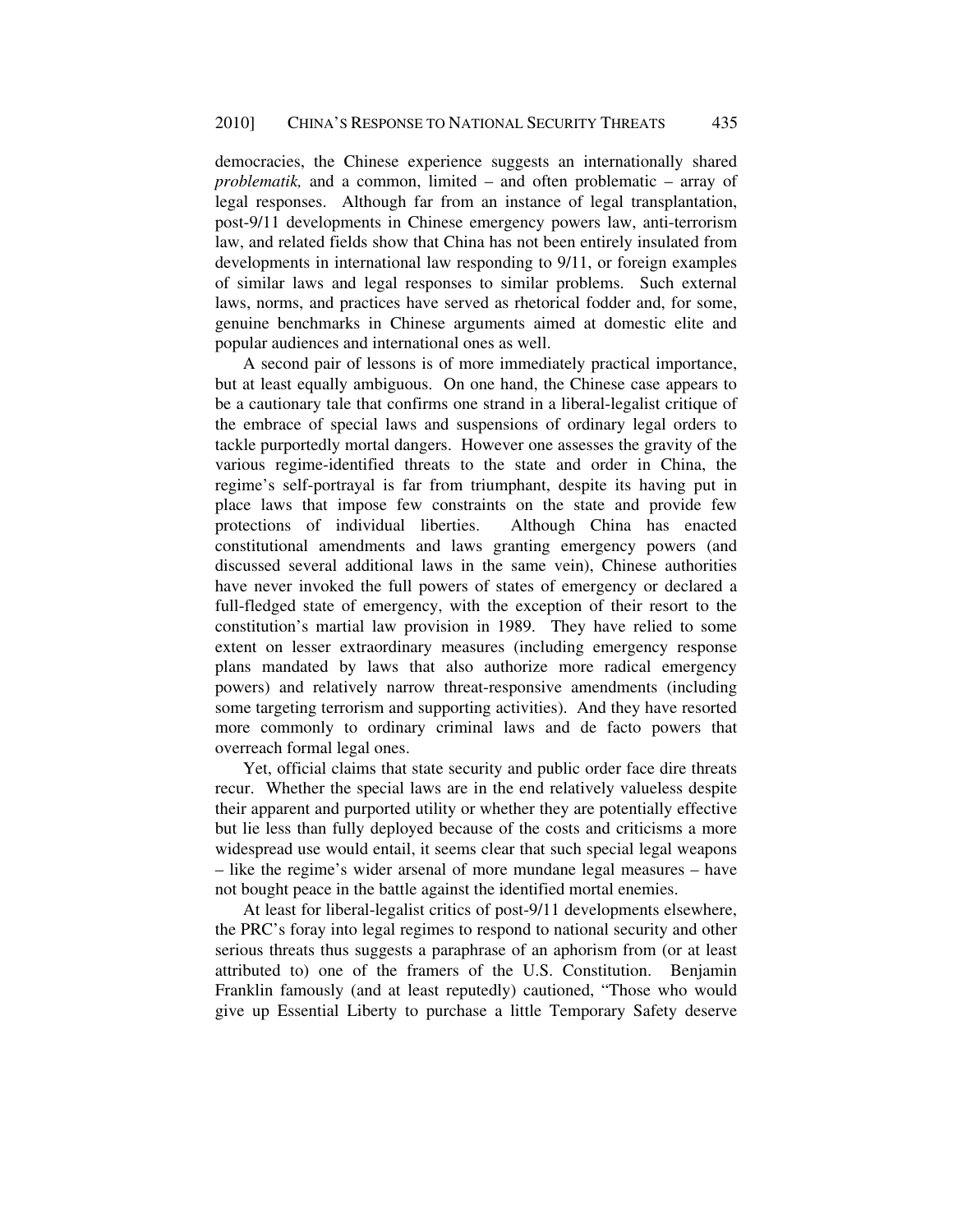democracies, the Chinese experience suggests an internationally shared *problematik,* and a common, limited – and often problematic – array of legal responses. Although far from an instance of legal transplantation, post-9/11 developments in Chinese emergency powers law, anti-terrorism law, and related fields show that China has not been entirely insulated from developments in international law responding to 9/11, or foreign examples of similar laws and legal responses to similar problems. Such external laws, norms, and practices have served as rhetorical fodder and, for some, genuine benchmarks in Chinese arguments aimed at domestic elite and popular audiences and international ones as well.

A second pair of lessons is of more immediately practical importance, but at least equally ambiguous. On one hand, the Chinese case appears to be a cautionary tale that confirms one strand in a liberal-legalist critique of the embrace of special laws and suspensions of ordinary legal orders to tackle purportedly mortal dangers. However one assesses the gravity of the various regime-identified threats to the state and order in China, the regime's self-portrayal is far from triumphant, despite its having put in place laws that impose few constraints on the state and provide few protections of individual liberties. Although China has enacted constitutional amendments and laws granting emergency powers (and discussed several additional laws in the same vein), Chinese authorities have never invoked the full powers of states of emergency or declared a full-fledged state of emergency, with the exception of their resort to the constitution's martial law provision in 1989. They have relied to some extent on lesser extraordinary measures (including emergency response plans mandated by laws that also authorize more radical emergency powers) and relatively narrow threat-responsive amendments (including some targeting terrorism and supporting activities). And they have resorted more commonly to ordinary criminal laws and de facto powers that overreach formal legal ones.

Yet, official claims that state security and public order face dire threats recur. Whether the special laws are in the end relatively valueless despite their apparent and purported utility or whether they are potentially effective but lie less than fully deployed because of the costs and criticisms a more widespread use would entail, it seems clear that such special legal weapons – like the regime's wider arsenal of more mundane legal measures – have not bought peace in the battle against the identified mortal enemies.

At least for liberal-legalist critics of post-9/11 developments elsewhere, the PRC's foray into legal regimes to respond to national security and other serious threats thus suggests a paraphrase of an aphorism from (or at least attributed to) one of the framers of the U.S. Constitution. Benjamin Franklin famously (and at least reputedly) cautioned, "Those who would give up Essential Liberty to purchase a little Temporary Safety deserve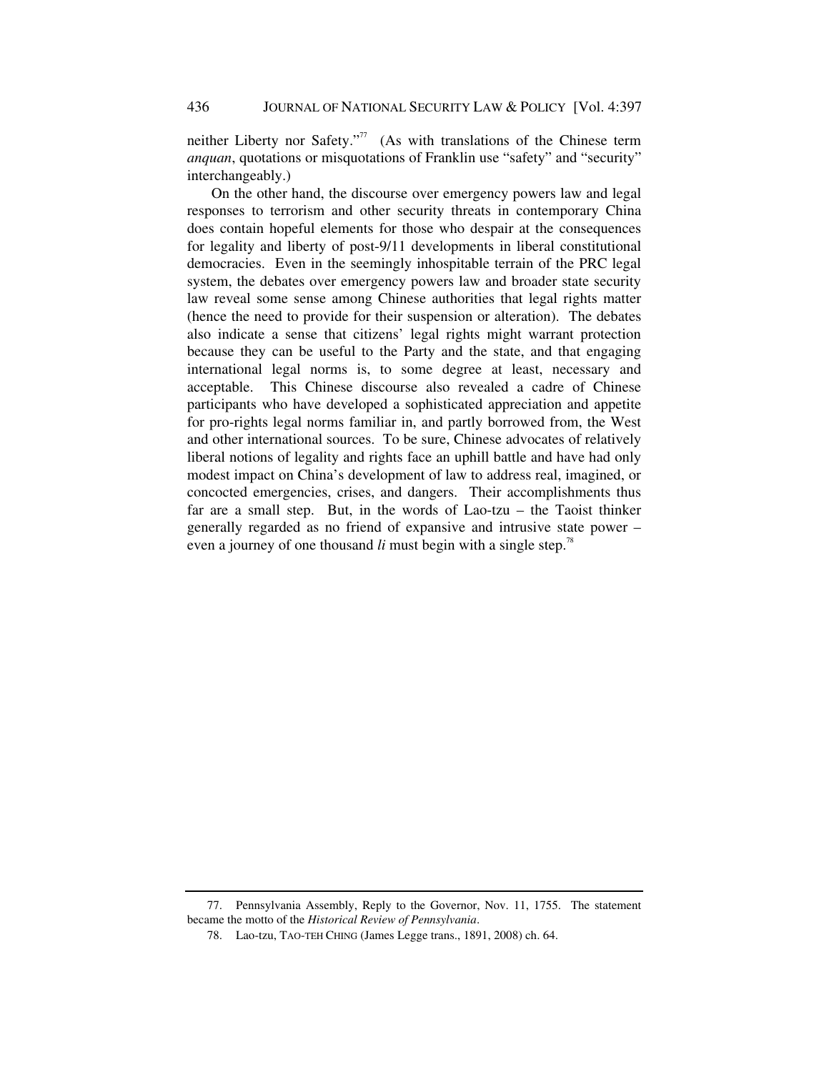neither Liberty nor Safety."[77] (As with translations of the Chinese term *anquan*, quotations or misquotations of Franklin use "safety" and "security" interchangeably.)

On the other hand, the discourse over emergency powers law and legal responses to terrorism and other security threats in contemporary China does contain hopeful elements for those who despair at the consequences for legality and liberty of post-9/11 developments in liberal constitutional democracies. Even in the seemingly inhospitable terrain of the PRC legal system, the debates over emergency powers law and broader state security law reveal some sense among Chinese authorities that legal rights matter (hence the need to provide for their suspension or alteration). The debates also indicate a sense that citizens' legal rights might warrant protection because they can be useful to the Party and the state, and that engaging international legal norms is, to some degree at least, necessary and acceptable. This Chinese discourse also revealed a cadre of Chinese participants who have developed a sophisticated appreciation and appetite for pro-rights legal norms familiar in, and partly borrowed from, the West and other international sources. To be sure, Chinese advocates of relatively liberal notions of legality and rights face an uphill battle and have had only modest impact on China's development of law to address real, imagined, or concocted emergencies, crises, and dangers. Their accomplishments thus far are a small step. But, in the words of Lao-tzu – the Taoist thinker generally regarded as no friend of expansive and intrusive state power – even a journey of one thousand *li* must begin with a single step.[78]

---

77. Pennsylvania Assembly, Reply to the Governor, Nov. 11, 1755. The statement became the motto of the *Historical Review of Pennsylvania*.

78. Lao-tzu, TAO-TEH CHING (James Legge trans., 1891, 2008) ch. 64.